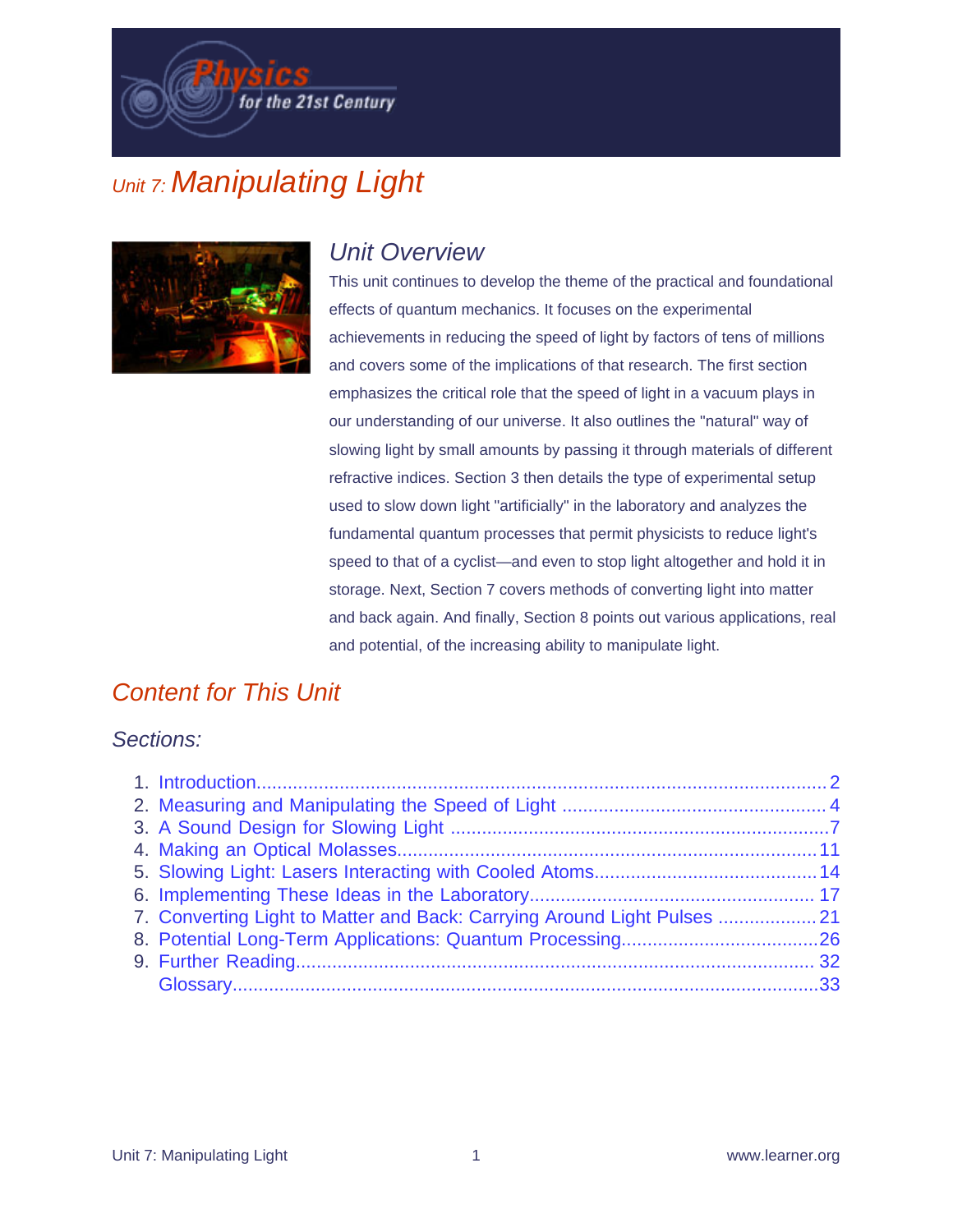# Unit 7: Manipulating Light

## Unit Overview

This unit continues to develop the theme of the practical and foundational effects of quantum mechanics. It focuses on the experimental achievements in reducing the speed of light by factors of tens of millions and covers some of the implications of that research. The first section emphasizes the critical role that the speed of light in a vacuum plays in our understanding of our universe. It also outlines the "natural" way of slowing light by small amounts by passing it through materials of different refractive indices. Section 3 then details the type of experimental setup used to slow down light "artificially" in the laboratory and analyzes the fundamental quantum processes that permit physicists to reduce light's speed to that of a cyclist—and even to stop light altogether and hold it in storage. Next, Section 7 covers methods of converting light into matter and back again. And finally, Section 8 points out various applications, real and potential, of the increasing ability to manipulate light.

## Content for This Unit

### Sections:

1. Introduction............................................................2
2. Measuring and Manipulating the Speed of Light ....................4
3. A Sound Design for Slowing Light ....................................7
4. Making an Optical Molasses.........................................11
5. Slowing Light: Lasers Interacting with Cooled Atoms..............14
6. Implementing These Ideas in the Laboratory.......................17
7. Converting Light to Matter and Back: Carrying Around Light Pulses ....21
8. Potential Long-Term Applications: Quantum Processing..............26
9. Further Reading.........................................................32

Glossary..................................................................33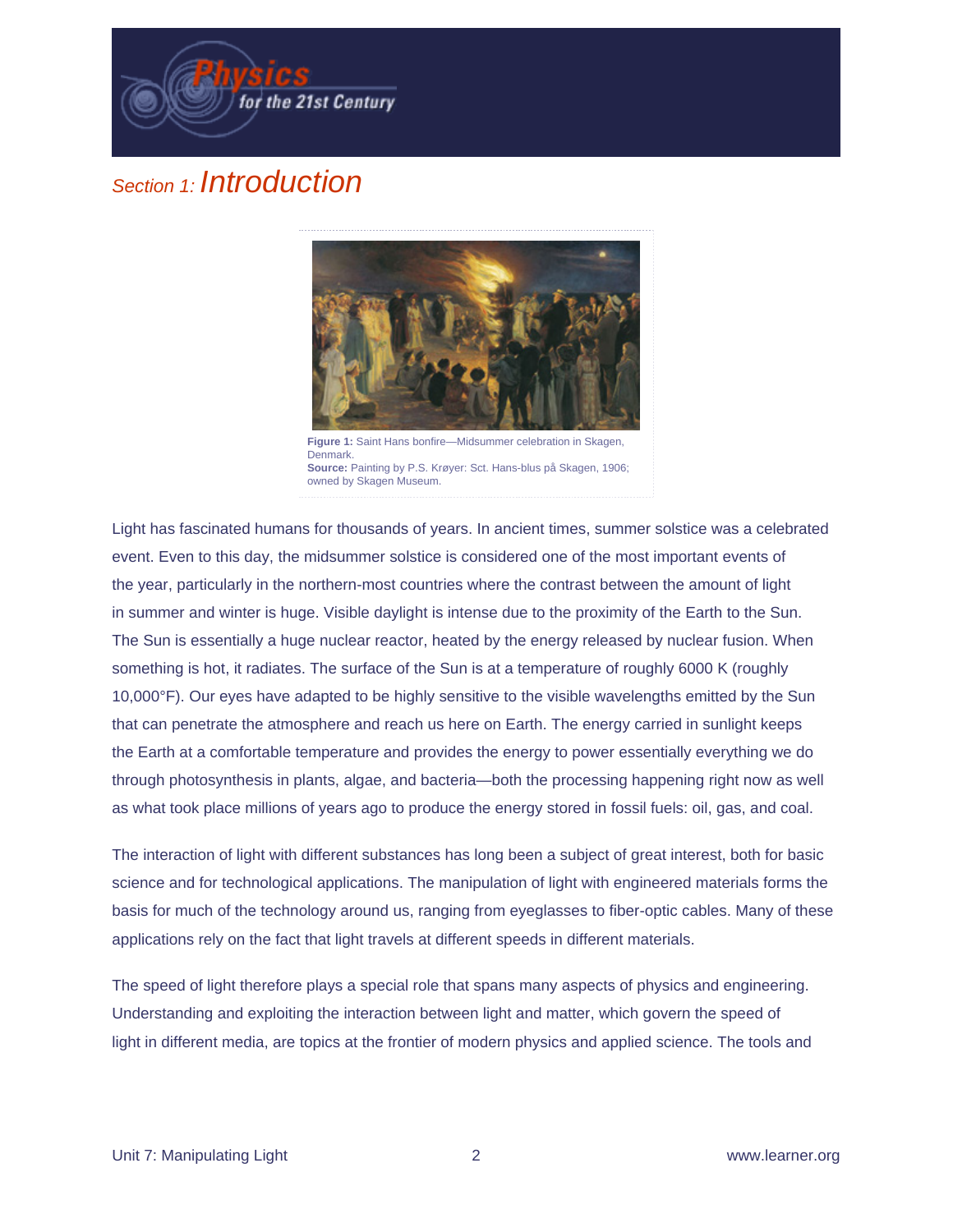## Section 1: *Introduction*

**Figure 1:** Saint Hans bonfire—Midsummer celebration in Skagen, Denmark.
**Source:** Painting by P.S. Krøyer: Sct. Hans-blus på Skagen, 1906; owned by Skagen Museum.

Light has fascinated humans for thousands of years. In ancient times, summer solstice was a celebrated event. Even to this day, the midsummer solstice is considered one of the most important events of the year, particularly in the northern-most countries where the contrast between the amount of light in summer and winter is huge. Visible daylight is intense due to the proximity of the Earth to the Sun. The Sun is essentially a huge nuclear reactor, heated by the energy released by nuclear fusion. When something is hot, it radiates. The surface of the Sun is at a temperature of roughly 6000 K (roughly 10,000°F). Our eyes have adapted to be highly sensitive to the visible wavelengths emitted by the Sun that can penetrate the atmosphere and reach us here on Earth. The energy carried in sunlight keeps the Earth at a comfortable temperature and provides the energy to power essentially everything we do through photosynthesis in plants, algae, and bacteria—both the processing happening right now as well as what took place millions of years ago to produce the energy stored in fossil fuels: oil, gas, and coal.

The interaction of light with different substances has long been a subject of great interest, both for basic science and for technological applications. The manipulation of light with engineered materials forms the basis for much of the technology around us, ranging from eyeglasses to fiber-optic cables. Many of these applications rely on the fact that light travels at different speeds in different materials.

The speed of light therefore plays a special role that spans many aspects of physics and engineering. Understanding and exploiting the interaction between light and matter, which govern the speed of light in different media, are topics at the frontier of modern physics and applied science. The tools and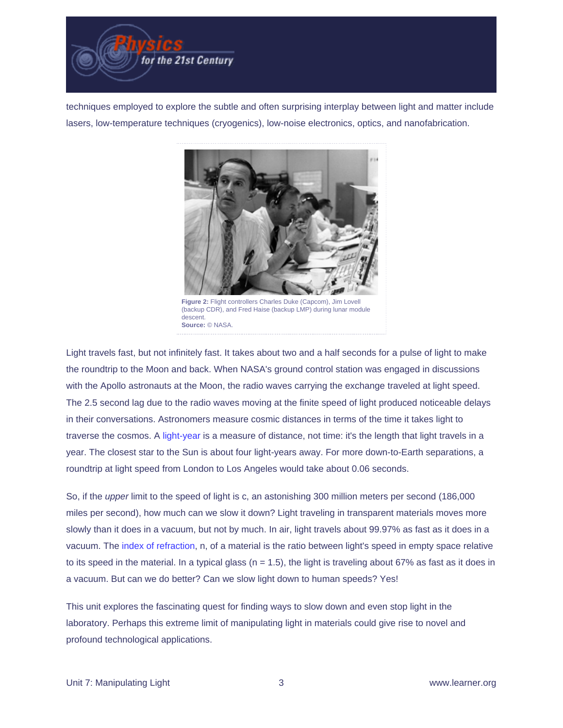techniques employed to explore the subtle and often surprising interplay between light and matter include lasers, low-temperature techniques (cryogenics), low-noise electronics, optics, and nanofabrication.

**Figure 2:** Flight controllers Charles Duke (Capcom), Jim Lovell (backup CDR), and Fred Haise (backup LMP) during lunar module descent.
**Source:** © NASA.

Light travels fast, but not infinitely fast. It takes about two and a half seconds for a pulse of light to make the roundtrip to the Moon and back. When NASA's ground control station was engaged in discussions with the Apollo astronauts at the Moon, the radio waves carrying the exchange traveled at light speed. The 2.5 second lag due to the radio waves moving at the finite speed of light produced noticeable delays in their conversations. Astronomers measure cosmic distances in terms of the time it takes light to traverse the cosmos. A light-year is a measure of distance, not time: it's the length that light travels in a year. The closest star to the Sun is about four light-years away. For more down-to-Earth separations, a roundtrip at light speed from London to Los Angeles would take about 0.06 seconds.

So, if the *upper* limit to the speed of light is c, an astonishing 300 million meters per second (186,000 miles per second), how much can we slow it down? Light traveling in transparent materials moves more slowly than it does in a vacuum, but not by much. In air, light travels about 99.97% as fast as it does in a vacuum. The index of refraction, n, of a material is the ratio between light's speed in empty space relative to its speed in the material. In a typical glass ($n = 1.5$), the light is traveling about 67% as fast as it does in a vacuum. But can we do better? Can we slow light down to human speeds? Yes!

This unit explores the fascinating quest for finding ways to slow down and even stop light in the laboratory. Perhaps this extreme limit of manipulating light in materials could give rise to novel and profound technological applications.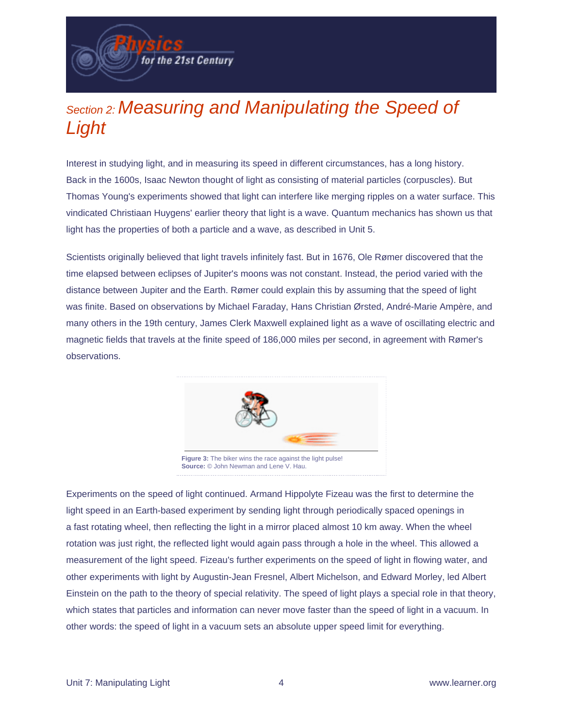## Section 2: *Measuring and Manipulating the Speed of Light*

Interest in studying light, and in measuring its speed in different circumstances, has a long history. Back in the 1600s, Isaac Newton thought of light as consisting of material particles (corpuscles). But Thomas Young's experiments showed that light can interfere like merging ripples on a water surface. This vindicated Christiaan Huygens' earlier theory that light is a wave. Quantum mechanics has shown us that light has the properties of both a particle and a wave, as described in Unit 5.

Scientists originally believed that light travels infinitely fast. But in 1676, Ole Rømer discovered that the time elapsed between eclipses of Jupiter's moons was not constant. Instead, the period varied with the distance between Jupiter and the Earth. Rømer could explain this by assuming that the speed of light was finite. Based on observations by Michael Faraday, Hans Christian Ørsted, André-Marie Ampère, and many others in the 19th century, James Clerk Maxwell explained light as a wave of oscillating electric and magnetic fields that travels at the finite speed of 186,000 miles per second, in agreement with Rømer's observations.

**Figure 3:** The biker wins the race against the light pulse!
**Source:** © John Newman and Lene V. Hau.

Experiments on the speed of light continued. Armand Hippolyte Fizeau was the first to determine the light speed in an Earth-based experiment by sending light through periodically spaced openings in a fast rotating wheel, then reflecting the light in a mirror placed almost 10 km away. When the wheel rotation was just right, the reflected light would again pass through a hole in the wheel. This allowed a measurement of the light speed. Fizeau's further experiments on the speed of light in flowing water, and other experiments with light by Augustin-Jean Fresnel, Albert Michelson, and Edward Morley, led Albert Einstein on the path to the theory of special relativity. The speed of light plays a special role in that theory, which states that particles and information can never move faster than the speed of light in a vacuum. In other words: the speed of light in a vacuum sets an absolute upper speed limit for everything.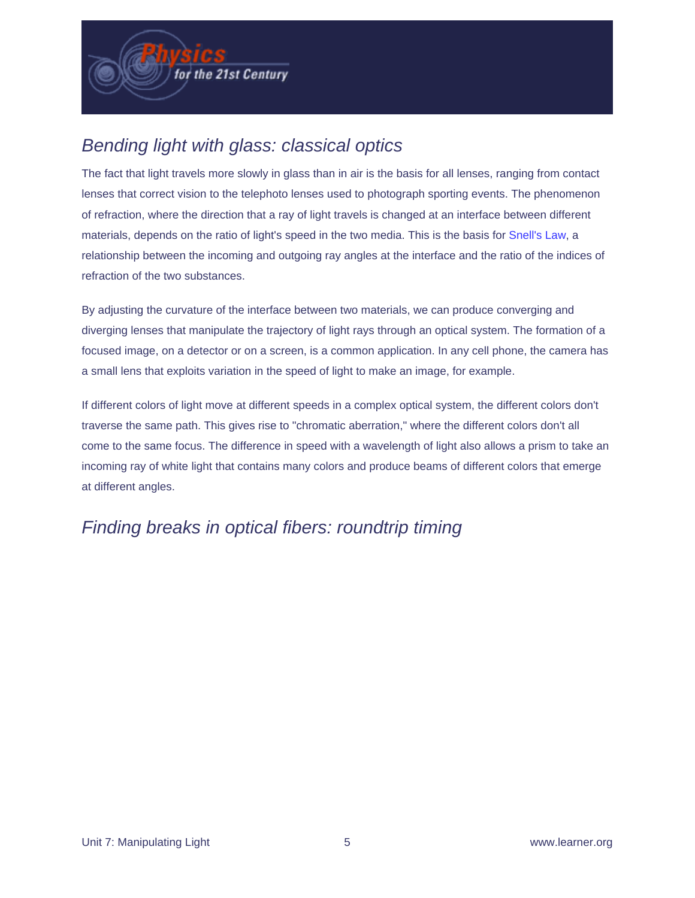## *Bending light with glass: classical optics*

The fact that light travels more slowly in glass than in air is the basis for all lenses, ranging from contact lenses that correct vision to the telephoto lenses used to photograph sporting events. The phenomenon of refraction, where the direction that a ray of light travels is changed at an interface between different materials, depends on the ratio of light's speed in the two media. This is the basis for Snell's Law, a relationship between the incoming and outgoing ray angles at the interface and the ratio of the indices of refraction of the two substances.

By adjusting the curvature of the interface between two materials, we can produce converging and diverging lenses that manipulate the trajectory of light rays through an optical system. The formation of a focused image, on a detector or on a screen, is a common application. In any cell phone, the camera has a small lens that exploits variation in the speed of light to make an image, for example.

If different colors of light move at different speeds in a complex optical system, the different colors don't traverse the same path. This gives rise to "chromatic aberration," where the different colors don't all come to the same focus. The difference in speed with a wavelength of light also allows a prism to take an incoming ray of white light that contains many colors and produce beams of different colors that emerge at different angles.

## *Finding breaks in optical fibers: roundtrip timing*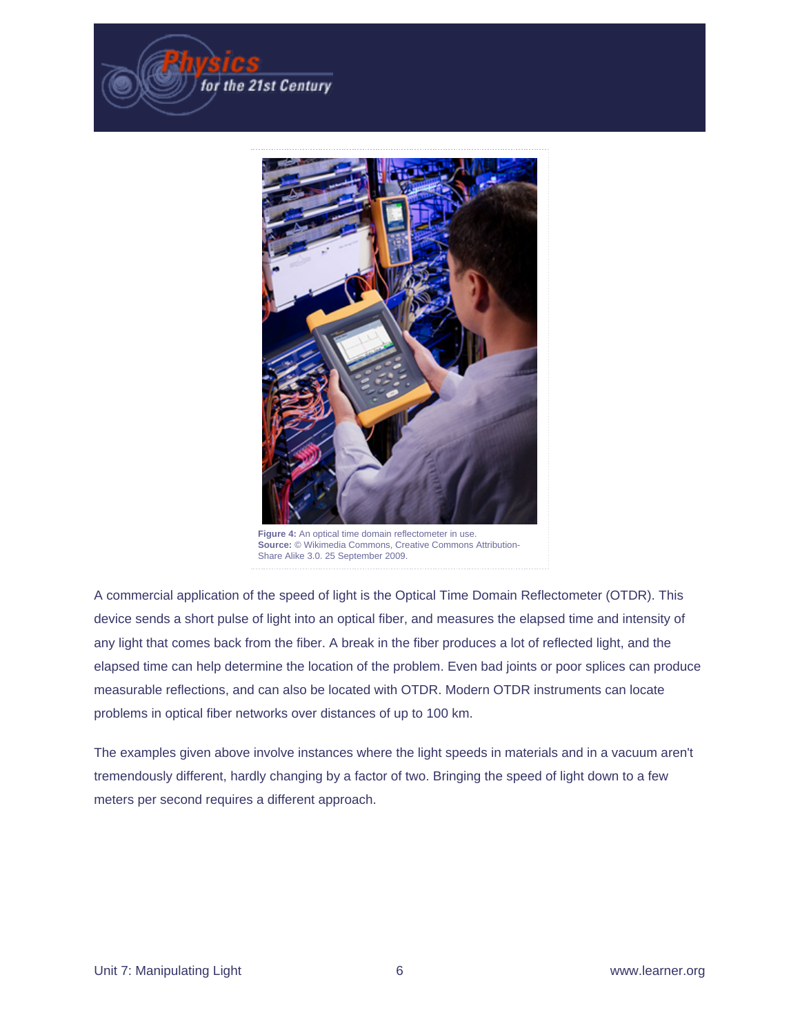**Figure 4:** An optical time domain reflectometer in use.
**Source:** © Wikimedia Commons, Creative Commons Attribution-Share Alike 3.0. 25 September 2009.

A commercial application of the speed of light is the Optical Time Domain Reflectometer (OTDR). This device sends a short pulse of light into an optical fiber, and measures the elapsed time and intensity of any light that comes back from the fiber. A break in the fiber produces a lot of reflected light, and the elapsed time can help determine the location of the problem. Even bad joints or poor splices can produce measurable reflections, and can also be located with OTDR. Modern OTDR instruments can locate problems in optical fiber networks over distances of up to 100 km.

The examples given above involve instances where the light speeds in materials and in a vacuum aren't tremendously different, hardly changing by a factor of two. Bringing the speed of light down to a few meters per second requires a different approach.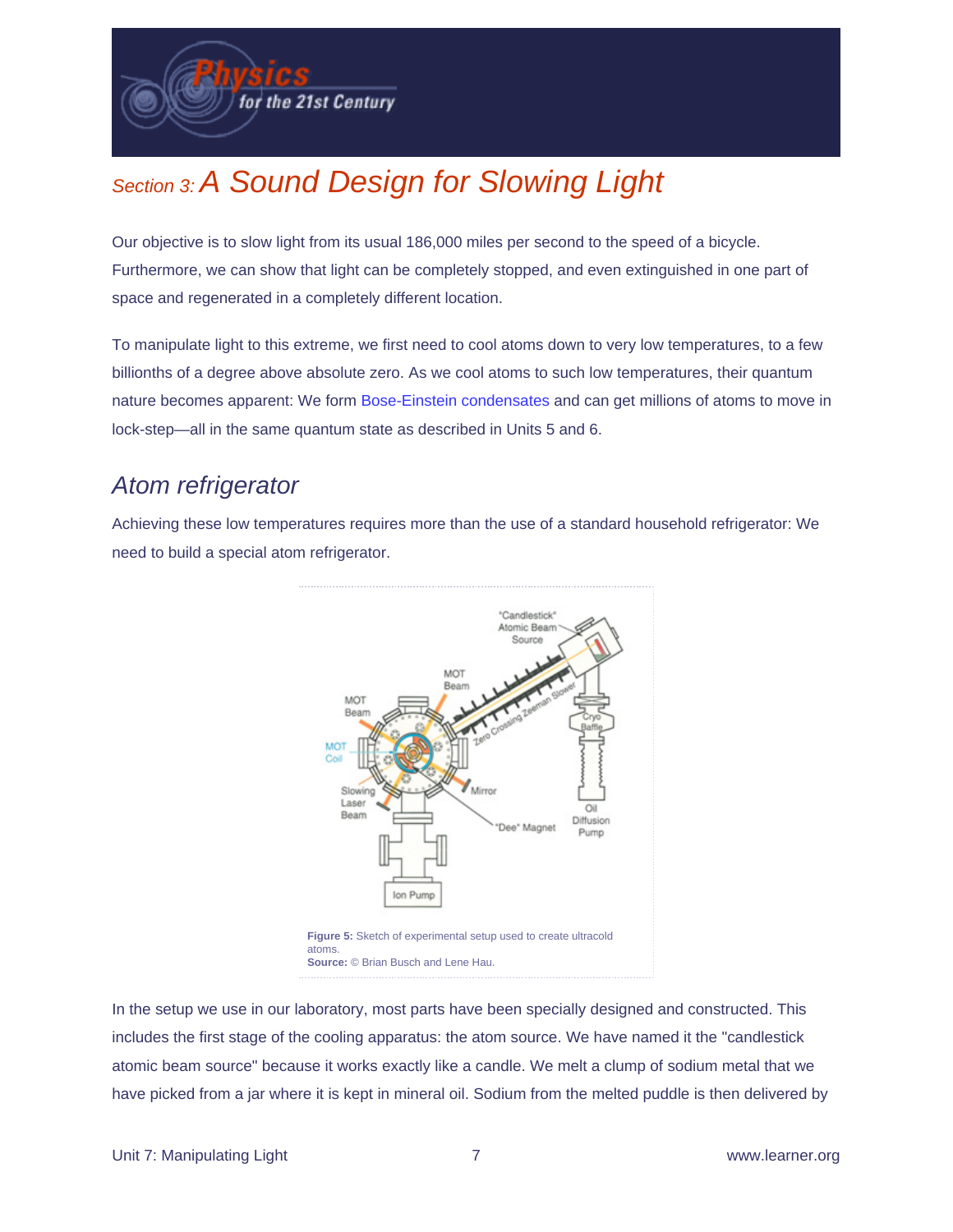## Section 3: A Sound Design for Slowing Light

Our objective is to slow light from its usual 186,000 miles per second to the speed of a bicycle. Furthermore, we can show that light can be completely stopped, and even extinguished in one part of space and regenerated in a completely different location.

To manipulate light to this extreme, we first need to cool atoms down to very low temperatures, to a few billionths of a degree above absolute zero. As we cool atoms to such low temperatures, their quantum nature becomes apparent: We form Bose-Einstein condensates and can get millions of atoms to move in lock-step—all in the same quantum state as described in Units 5 and 6.

### Atom refrigerator

Achieving these low temperatures requires more than the use of a standard household refrigerator: We need to build a special atom refrigerator.

**Figure 5:** Sketch of experimental setup used to create ultracold atoms.
**Source:** © Brian Busch and Lene Hau.

In the setup we use in our laboratory, most parts have been specially designed and constructed. This includes the first stage of the cooling apparatus: the atom source. We have named it the "candlestick atomic beam source" because it works exactly like a candle. We melt a clump of sodium metal that we have picked from a jar where it is kept in mineral oil. Sodium from the melted puddle is then delivered by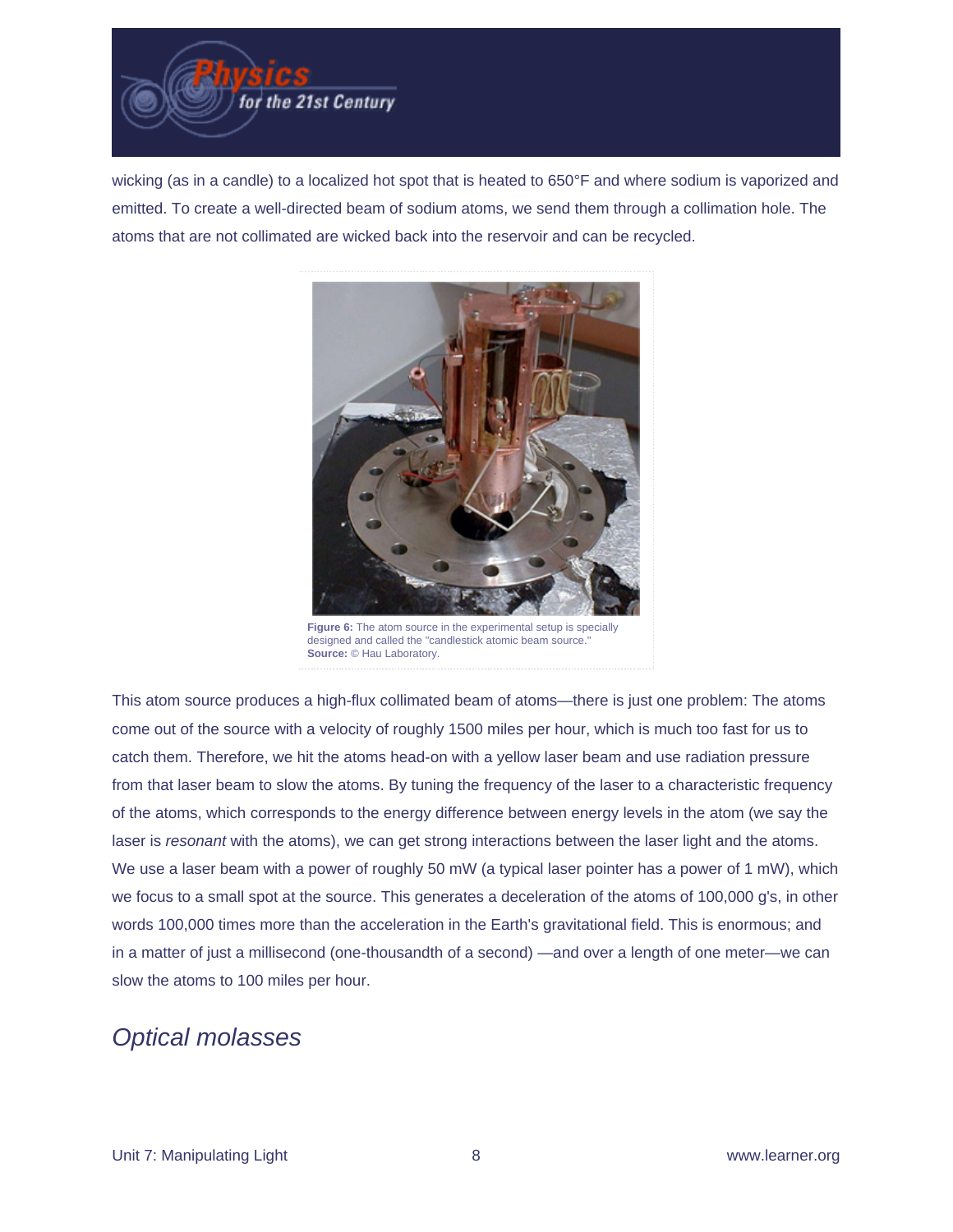wicking (as in a candle) to a localized hot spot that is heated to 650°F and where sodium is vaporized and emitted. To create a well-directed beam of sodium atoms, we send them through a collimation hole. The atoms that are not collimated are wicked back into the reservoir and can be recycled.

**Figure 6:** The atom source in the experimental setup is specially designed and called the "candlestick atomic beam source."
**Source:** © Hau Laboratory.

This atom source produces a high-flux collimated beam of atoms—there is just one problem: The atoms come out of the source with a velocity of roughly 1500 miles per hour, which is much too fast for us to catch them. Therefore, we hit the atoms head-on with a yellow laser beam and use radiation pressure from that laser beam to slow the atoms. By tuning the frequency of the laser to a characteristic frequency of the atoms, which corresponds to the energy difference between energy levels in the atom (we say the laser is *resonant* with the atoms), we can get strong interactions between the laser light and the atoms. We use a laser beam with a power of roughly 50 mW (a typical laser pointer has a power of 1 mW), which we focus to a small spot at the source. This generates a deceleration of the atoms of 100,000 g's, in other words 100,000 times more than the acceleration in the Earth's gravitational field. This is enormous; and in a matter of just a millisecond (one-thousandth of a second) —and over a length of one meter—we can slow the atoms to 100 miles per hour.

## *Optical molasses*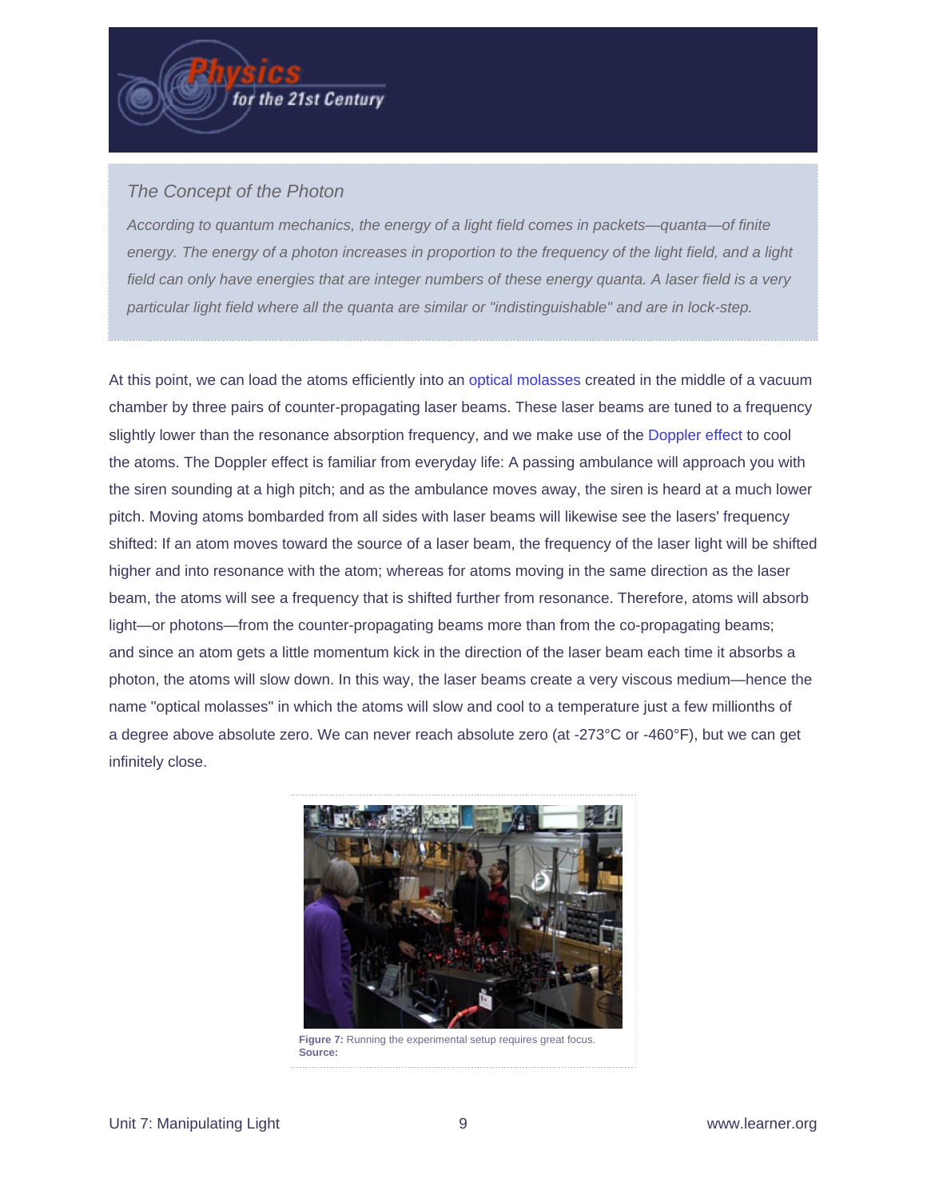### *The Concept of the Photon*

*According to quantum mechanics, the energy of a light field comes in packets—quanta—of finite energy. The energy of a photon increases in proportion to the frequency of the light field, and a light field can only have energies that are integer numbers of these energy quanta. A laser field is a very particular light field where all the quanta are similar or "indistinguishable" and are in lock-step.*

At this point, we can load the atoms efficiently into an optical molasses created in the middle of a vacuum chamber by three pairs of counter-propagating laser beams. These laser beams are tuned to a frequency slightly lower than the resonance absorption frequency, and we make use of the Doppler effect to cool the atoms. The Doppler effect is familiar from everyday life: A passing ambulance will approach you with the siren sounding at a high pitch; and as the ambulance moves away, the siren is heard at a much lower pitch. Moving atoms bombarded from all sides with laser beams will likewise see the lasers' frequency shifted: If an atom moves toward the source of a laser beam, the frequency of the laser light will be shifted higher and into resonance with the atom; whereas for atoms moving in the same direction as the laser beam, the atoms will see a frequency that is shifted further from resonance. Therefore, atoms will absorb light—or photons—from the counter-propagating beams more than from the co-propagating beams; and since an atom gets a little momentum kick in the direction of the laser beam each time it absorbs a photon, the atoms will slow down. In this way, the laser beams create a very viscous medium—hence the name "optical molasses" in which the atoms will slow and cool to a temperature just a few millionths of a degree above absolute zero. We can never reach absolute zero (at -273°C or -460°F), but we can get infinitely close.

**Figure 7:** Running the experimental setup requires great focus.
**Source:**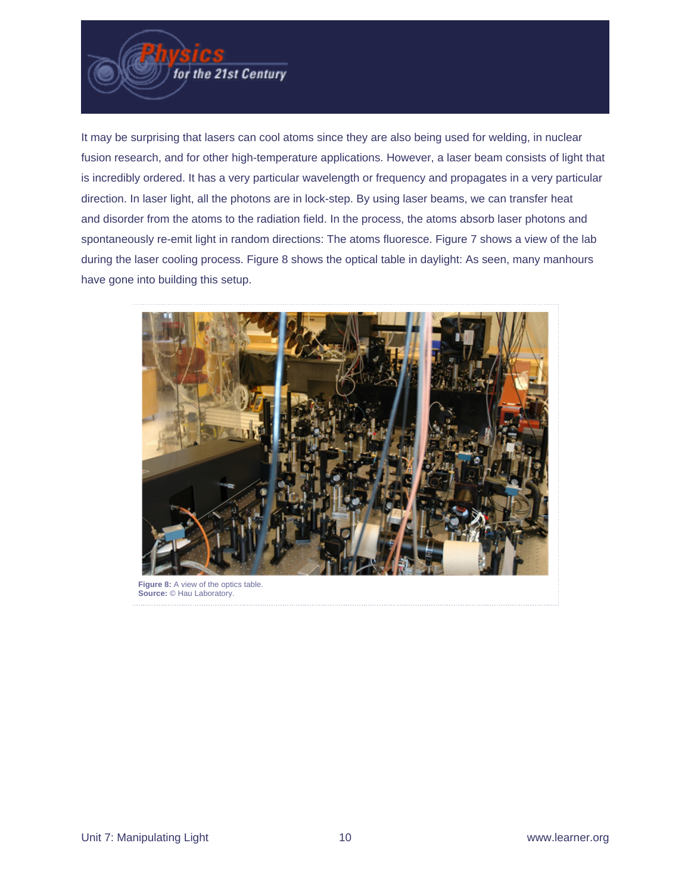It may be surprising that lasers can cool atoms since they are also being used for welding, in nuclear fusion research, and for other high-temperature applications. However, a laser beam consists of light that is incredibly ordered. It has a very particular wavelength or frequency and propagates in a very particular direction. In laser light, all the photons are in lock-step. By using laser beams, we can transfer heat and disorder from the atoms to the radiation field. In the process, the atoms absorb laser photons and spontaneously re-emit light in random directions: The atoms fluoresce. Figure 7 shows a view of the lab during the laser cooling process. Figure 8 shows the optical table in daylight: As seen, many manhours have gone into building this setup.

**Figure 8:** A view of the optics table.
**Source:** © Hau Laboratory.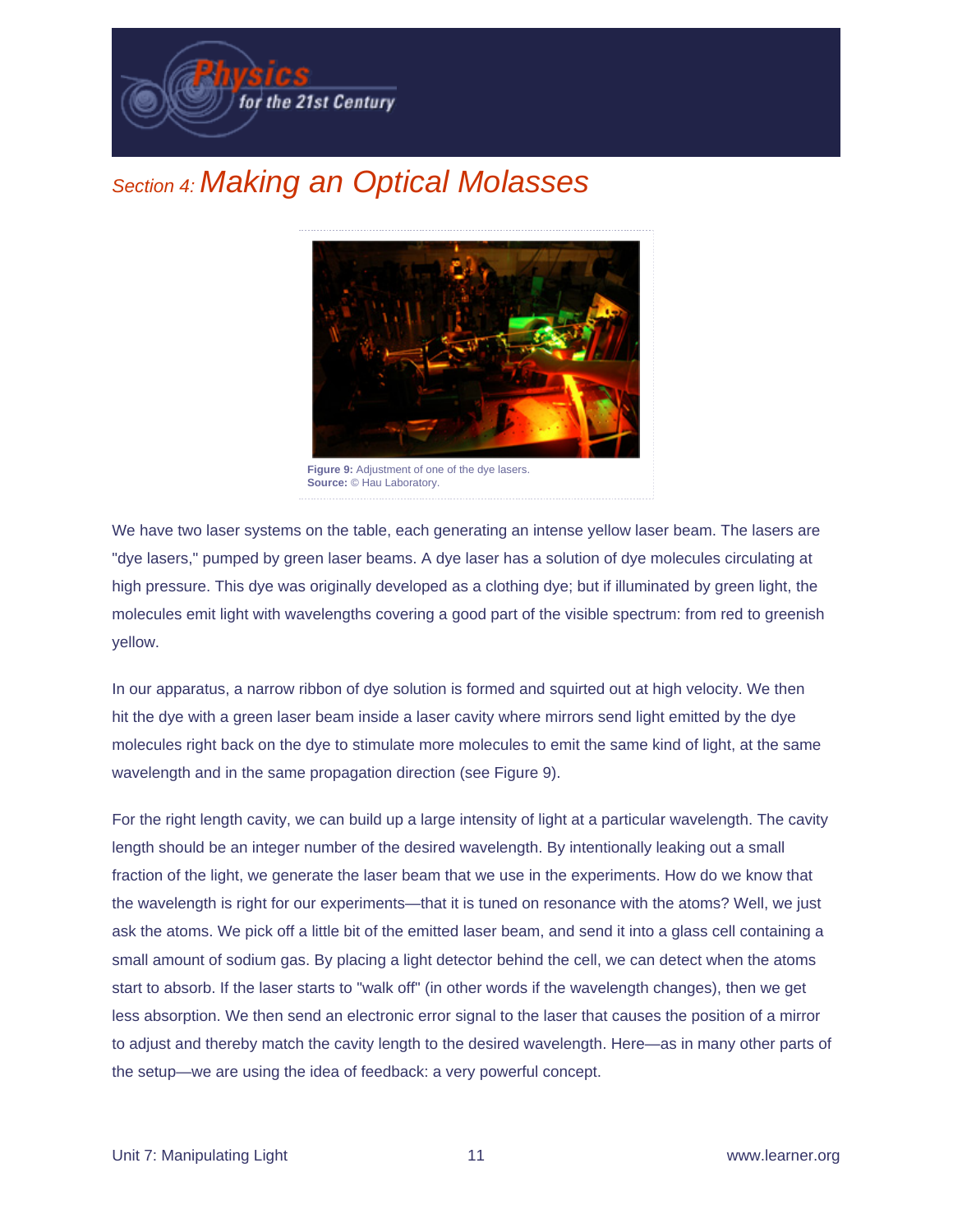## Section 4: Making an Optical Molasses

**Figure 9:** Adjustment of one of the dye lasers.
**Source:** © Hau Laboratory.

We have two laser systems on the table, each generating an intense yellow laser beam. The lasers are "dye lasers," pumped by green laser beams. A dye laser has a solution of dye molecules circulating at high pressure. This dye was originally developed as a clothing dye; but if illuminated by green light, the molecules emit light with wavelengths covering a good part of the visible spectrum: from red to greenish yellow.

In our apparatus, a narrow ribbon of dye solution is formed and squirted out at high velocity. We then hit the dye with a green laser beam inside a laser cavity where mirrors send light emitted by the dye molecules right back on the dye to stimulate more molecules to emit the same kind of light, at the same wavelength and in the same propagation direction (see Figure 9).

For the right length cavity, we can build up a large intensity of light at a particular wavelength. The cavity length should be an integer number of the desired wavelength. By intentionally leaking out a small fraction of the light, we generate the laser beam that we use in the experiments. How do we know that the wavelength is right for our experiments—that it is tuned on resonance with the atoms? Well, we just ask the atoms. We pick off a little bit of the emitted laser beam, and send it into a glass cell containing a small amount of sodium gas. By placing a light detector behind the cell, we can detect when the atoms start to absorb. If the laser starts to "walk off" (in other words if the wavelength changes), then we get less absorption. We then send an electronic error signal to the laser that causes the position of a mirror to adjust and thereby match the cavity length to the desired wavelength. Here—as in many other parts of the setup—we are using the idea of feedback: a very powerful concept.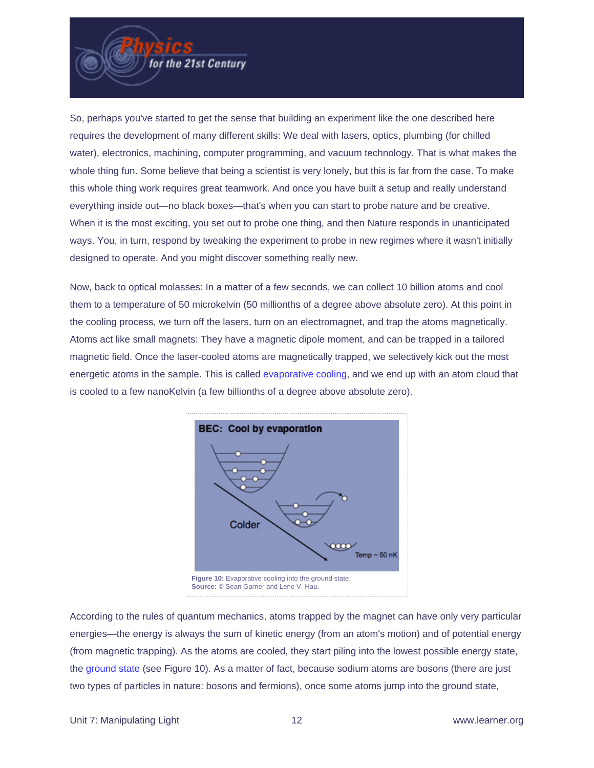So, perhaps you've started to get the sense that building an experiment like the one described here requires the development of many different skills: We deal with lasers, optics, plumbing (for chilled water), electronics, machining, computer programming, and vacuum technology. That is what makes the whole thing fun. Some believe that being a scientist is very lonely, but this is far from the case. To make this whole thing work requires great teamwork. And once you have built a setup and really understand everything inside out—no black boxes—that's when you can start to probe nature and be creative. When it is the most exciting, you set out to probe one thing, and then Nature responds in unanticipated ways. You, in turn, respond by tweaking the experiment to probe in new regimes where it wasn't initially designed to operate. And you might discover something really new.

Now, back to optical molasses: In a matter of a few seconds, we can collect 10 billion atoms and cool them to a temperature of 50 microkelvin (50 millionths of a degree above absolute zero). At this point in the cooling process, we turn off the lasers, turn on an electromagnet, and trap the atoms magnetically. Atoms act like small magnets: They have a magnetic dipole moment, and can be trapped in a tailored magnetic field. Once the laser-cooled atoms are magnetically trapped, we selectively kick out the most energetic atoms in the sample. This is called evaporative cooling, and we end up with an atom cloud that is cooled to a few nanoKelvin (a few billionths of a degree above absolute zero).

**Figure 10:** Evaporative cooling into the ground state.
**Source:** © Sean Garner and Lene V. Hau.

According to the rules of quantum mechanics, atoms trapped by the magnet can have only very particular energies—the energy is always the sum of kinetic energy (from an atom's motion) and of potential energy (from magnetic trapping). As the atoms are cooled, they start piling into the lowest possible energy state, the ground state (see Figure 10). As a matter of fact, because sodium atoms are bosons (there are just two types of particles in nature: bosons and fermions), once some atoms jump into the ground state,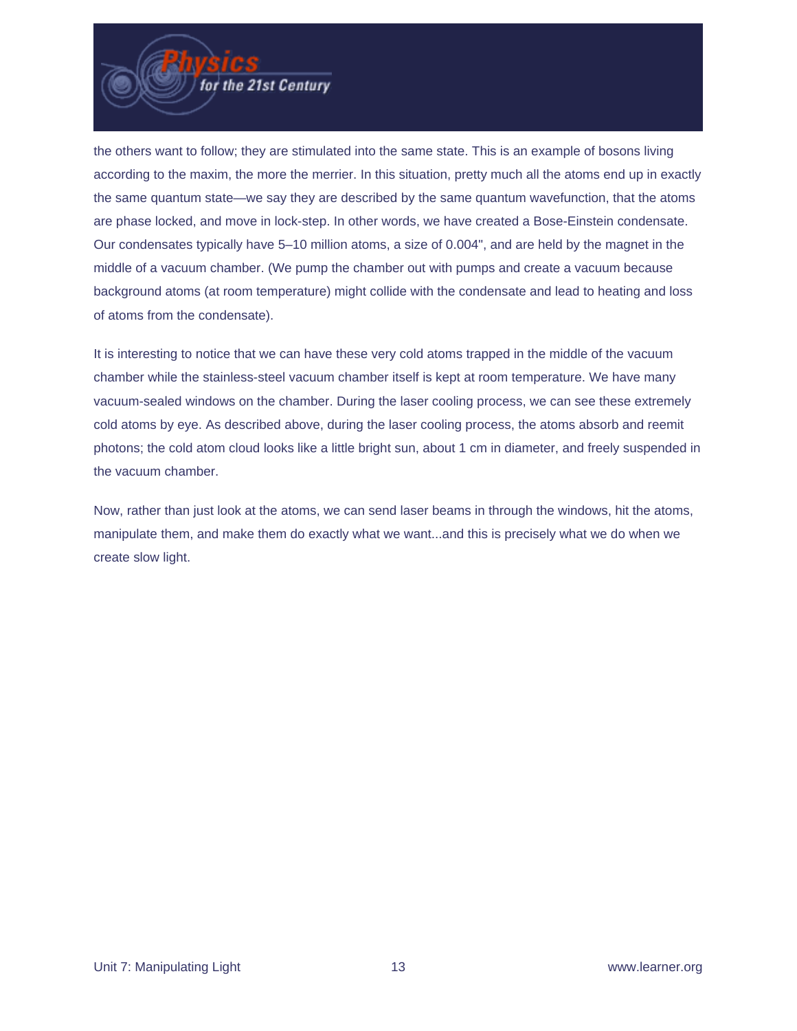the others want to follow; they are stimulated into the same state. This is an example of bosons living according to the maxim, the more the merrier. In this situation, pretty much all the atoms end up in exactly the same quantum state—we say they are described by the same quantum wavefunction, that the atoms are phase locked, and move in lock-step. In other words, we have created a Bose-Einstein condensate. Our condensates typically have 5–10 million atoms, a size of 0.004", and are held by the magnet in the middle of a vacuum chamber. (We pump the chamber out with pumps and create a vacuum because background atoms (at room temperature) might collide with the condensate and lead to heating and loss of atoms from the condensate).

It is interesting to notice that we can have these very cold atoms trapped in the middle of the vacuum chamber while the stainless-steel vacuum chamber itself is kept at room temperature. We have many vacuum-sealed windows on the chamber. During the laser cooling process, we can see these extremely cold atoms by eye. As described above, during the laser cooling process, the atoms absorb and reemit photons; the cold atom cloud looks like a little bright sun, about 1 cm in diameter, and freely suspended in the vacuum chamber.

Now, rather than just look at the atoms, we can send laser beams in through the windows, hit the atoms, manipulate them, and make them do exactly what we want...and this is precisely what we do when we create slow light.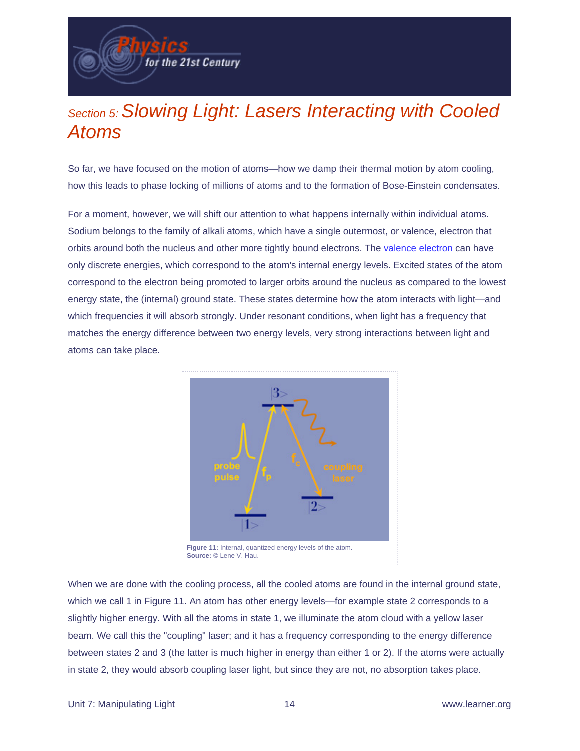# Section 5: *Slowing Light: Lasers Interacting with Cooled Atoms*

So far, we have focused on the motion of atoms—how we damp their thermal motion by atom cooling, how this leads to phase locking of millions of atoms and to the formation of Bose-Einstein condensates.

For a moment, however, we will shift our attention to what happens internally within individual atoms. Sodium belongs to the family of alkali atoms, which have a single outermost, or valence, electron that orbits around both the nucleus and other more tightly bound electrons. The valence electron can have only discrete energies, which correspond to the atom's internal energy levels. Excited states of the atom correspond to the electron being promoted to larger orbits around the nucleus as compared to the lowest energy state, the (internal) ground state. These states determine how the atom interacts with light—and which frequencies it will absorb strongly. Under resonant conditions, when light has a frequency that matches the energy difference between two energy levels, very strong interactions between light and atoms can take place.

**Figure 11:** Internal, quantized energy levels of the atom.
**Source:** © Lene V. Hau.

When we are done with the cooling process, all the cooled atoms are found in the internal ground state, which we call 1 in Figure 11. An atom has other energy levels—for example state 2 corresponds to a slightly higher energy. With all the atoms in state 1, we illuminate the atom cloud with a yellow laser beam. We call this the "coupling" laser; and it has a frequency corresponding to the energy difference between states 2 and 3 (the latter is much higher in energy than either 1 or 2). If the atoms were actually in state 2, they would absorb coupling laser light, but since they are not, no absorption takes place.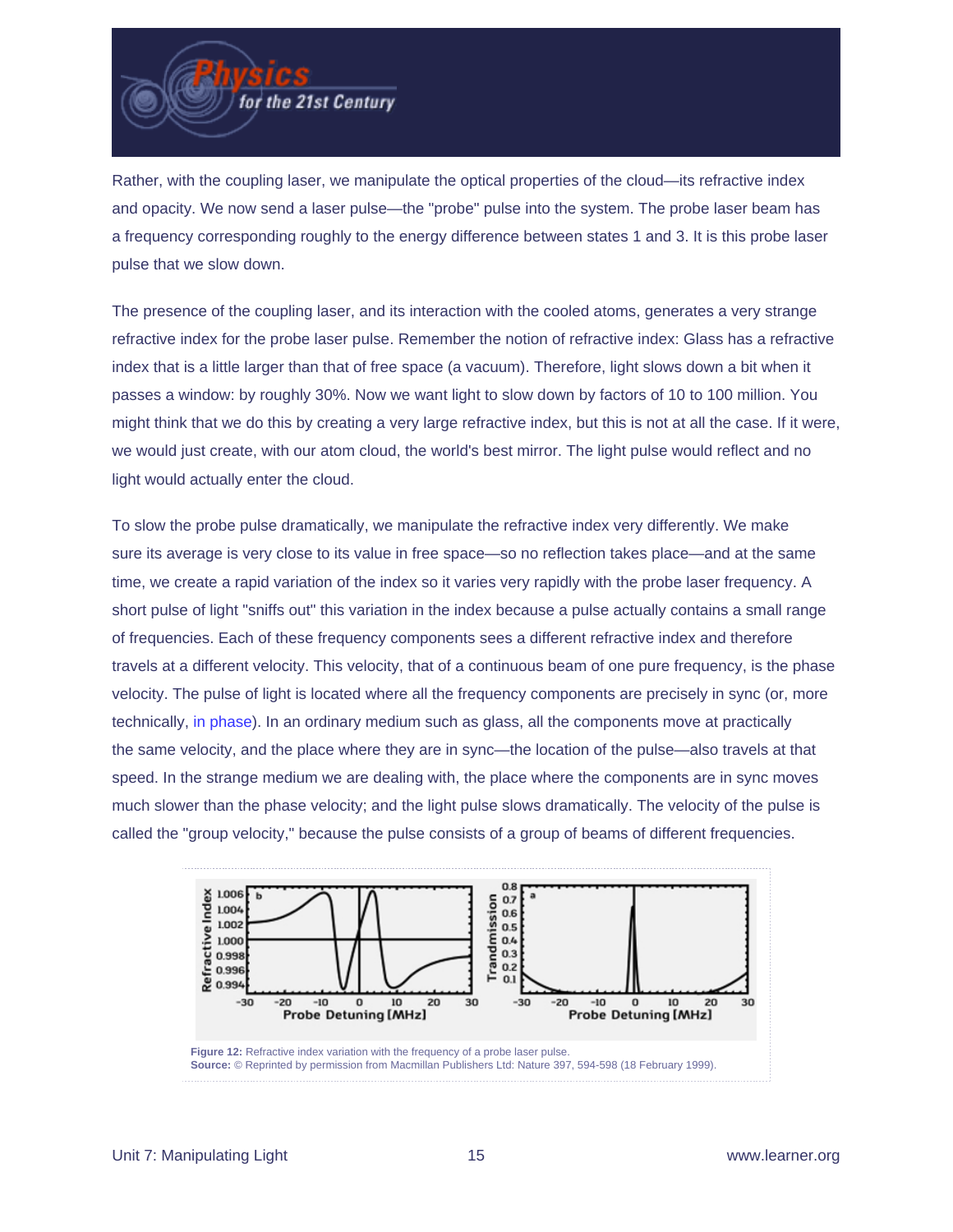Rather, with the coupling laser, we manipulate the optical properties of the cloud—its refractive index and opacity. We now send a laser pulse—the "probe" pulse into the system. The probe laser beam has a frequency corresponding roughly to the energy difference between states 1 and 3. It is this probe laser pulse that we slow down.

The presence of the coupling laser, and its interaction with the cooled atoms, generates a very strange refractive index for the probe laser pulse. Remember the notion of refractive index: Glass has a refractive index that is a little larger than that of free space (a vacuum). Therefore, light slows down a bit when it passes a window: by roughly 30%. Now we want light to slow down by factors of 10 to 100 million. You might think that we do this by creating a very large refractive index, but this is not at all the case. If it were, we would just create, with our atom cloud, the world's best mirror. The light pulse would reflect and no light would actually enter the cloud.

To slow the probe pulse dramatically, we manipulate the refractive index very differently. We make sure its average is very close to its value in free space—so no reflection takes place—and at the same time, we create a rapid variation of the index so it varies very rapidly with the probe laser frequency. A short pulse of light "sniffs out" this variation in the index because a pulse actually contains a small range of frequencies. Each of these frequency components sees a different refractive index and therefore travels at a different velocity. This velocity, that of a continuous beam of one pure frequency, is the phase velocity. The pulse of light is located where all the frequency components are precisely in sync (or, more technically, in phase). In an ordinary medium such as glass, all the components move at practically the same velocity, and the place where they are in sync—the location of the pulse—also travels at that speed. In the strange medium we are dealing with, the place where the components are in sync moves much slower than the phase velocity; and the light pulse slows dramatically. The velocity of the pulse is called the "group velocity," because the pulse consists of a group of beams of different frequencies.

**Figure 12:** Refractive index variation with the frequency of a probe laser pulse.
**Source:** © Reprinted by permission from Macmillan Publishers Ltd: Nature 397, 594-598 (18 February 1999).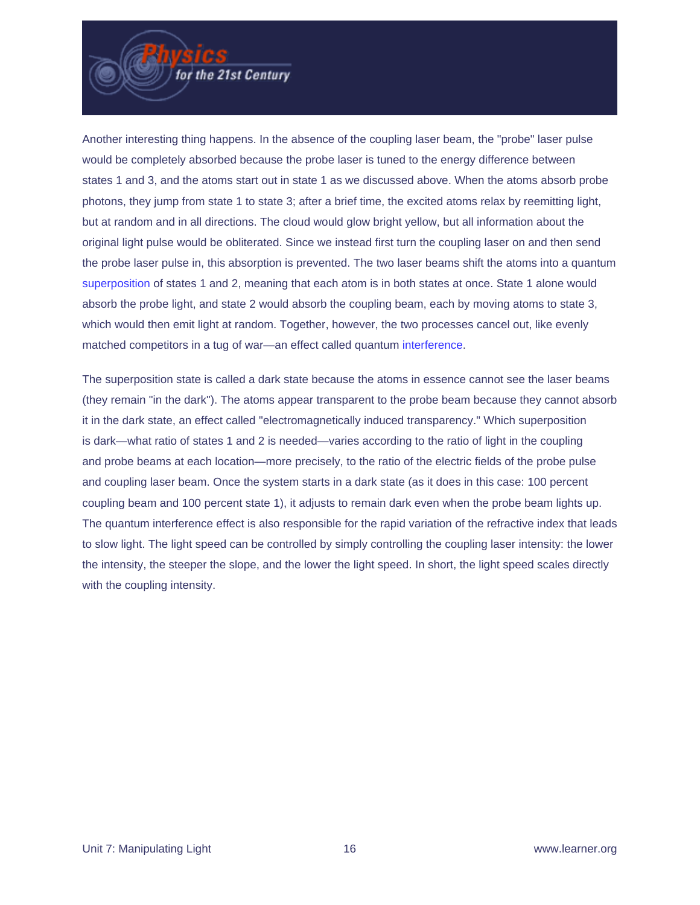Another interesting thing happens. In the absence of the coupling laser beam, the "probe" laser pulse would be completely absorbed because the probe laser is tuned to the energy difference between states 1 and 3, and the atoms start out in state 1 as we discussed above. When the atoms absorb probe photons, they jump from state 1 to state 3; after a brief time, the excited atoms relax by reemitting light, but at random and in all directions. The cloud would glow bright yellow, but all information about the original light pulse would be obliterated. Since we instead first turn the coupling laser on and then send the probe laser pulse in, this absorption is prevented. The two laser beams shift the atoms into a quantum superposition of states 1 and 2, meaning that each atom is in both states at once. State 1 alone would absorb the probe light, and state 2 would absorb the coupling beam, each by moving atoms to state 3, which would then emit light at random. Together, however, the two processes cancel out, like evenly matched competitors in a tug of war—an effect called quantum interference.

The superposition state is called a dark state because the atoms in essence cannot see the laser beams (they remain "in the dark"). The atoms appear transparent to the probe beam because they cannot absorb it in the dark state, an effect called "electromagnetically induced transparency." Which superposition is dark—what ratio of states 1 and 2 is needed—varies according to the ratio of light in the coupling and probe beams at each location—more precisely, to the ratio of the electric fields of the probe pulse and coupling laser beam. Once the system starts in a dark state (as it does in this case: 100 percent coupling beam and 100 percent state 1), it adjusts to remain dark even when the probe beam lights up. The quantum interference effect is also responsible for the rapid variation of the refractive index that leads to slow light. The light speed can be controlled by simply controlling the coupling laser intensity: the lower the intensity, the steeper the slope, and the lower the light speed. In short, the light speed scales directly with the coupling intensity.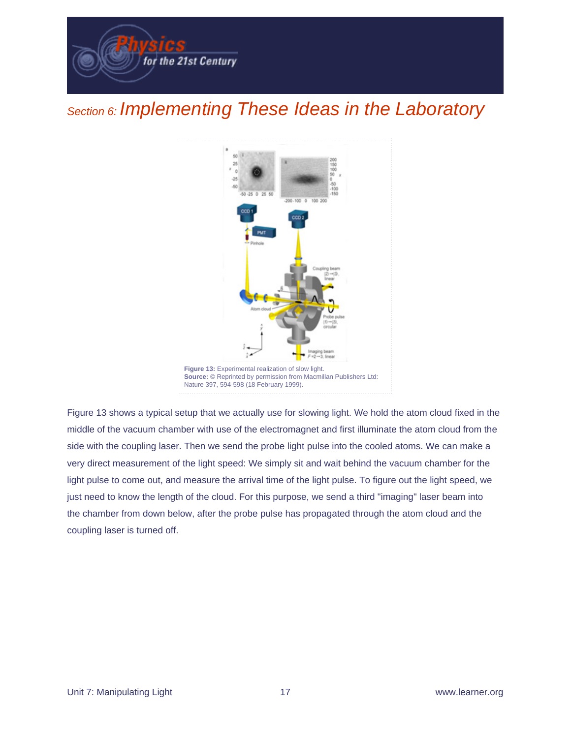## Section 6: Implementing These Ideas in the Laboratory

**Figure 13:** Experimental realization of slow light.
**Source:** © Reprinted by permission from Macmillan Publishers Ltd: Nature 397, 594-598 (18 February 1999).

Figure 13 shows a typical setup that we actually use for slowing light. We hold the atom cloud fixed in the middle of the vacuum chamber with use of the electromagnet and first illuminate the atom cloud from the side with the coupling laser. Then we send the probe light pulse into the cooled atoms. We can make a very direct measurement of the light speed: We simply sit and wait behind the vacuum chamber for the light pulse to come out, and measure the arrival time of the light pulse. To figure out the light speed, we just need to know the length of the cloud. For this purpose, we send a third "imaging" laser beam into the chamber from down below, after the probe pulse has propagated through the atom cloud and the coupling laser is turned off.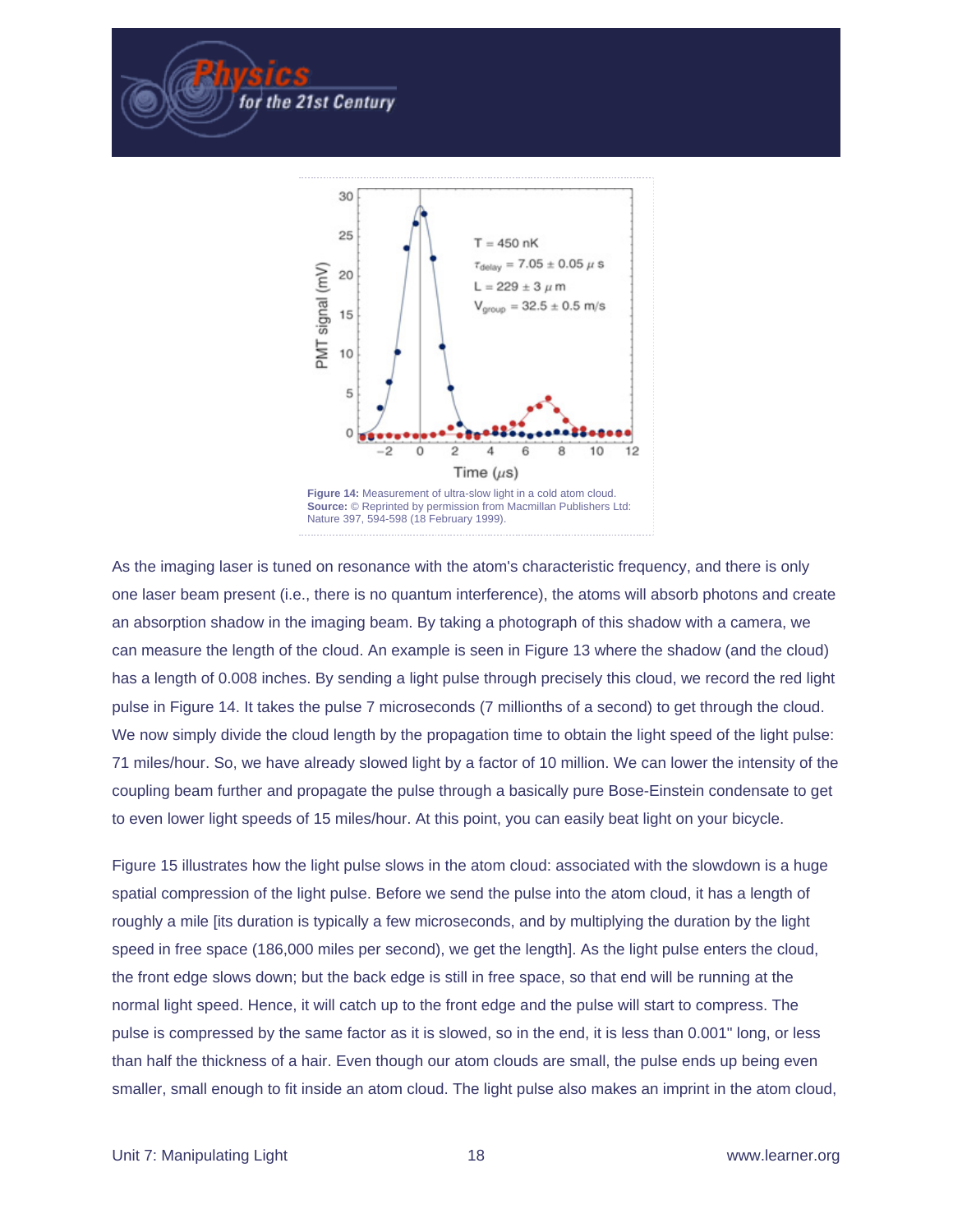Figure 14: Measurement of ultra-slow light in a cold atom cloud.
Source: © Reprinted by permission from Macmillan Publishers Ltd: Nature 397, 594-598 (18 February 1999).

As the imaging laser is tuned on resonance with the atom's characteristic frequency, and there is only one laser beam present (i.e., there is no quantum interference), the atoms will absorb photons and create an absorption shadow in the imaging beam. By taking a photograph of this shadow with a camera, we can measure the length of the cloud. An example is seen in Figure 13 where the shadow (and the cloud) has a length of 0.008 inches. By sending a light pulse through precisely this cloud, we record the red light pulse in Figure 14. It takes the pulse 7 microseconds (7 millionths of a second) to get through the cloud. We now simply divide the cloud length by the propagation time to obtain the light speed of the light pulse: 71 miles/hour. So, we have already slowed light by a factor of 10 million. We can lower the intensity of the coupling beam further and propagate the pulse through a basically pure Bose-Einstein condensate to get to even lower light speeds of 15 miles/hour. At this point, you can easily beat light on your bicycle.

Figure 15 illustrates how the light pulse slows in the atom cloud: associated with the slowdown is a huge spatial compression of the light pulse. Before we send the pulse into the atom cloud, it has a length of roughly a mile [its duration is typically a few microseconds, and by multiplying the duration by the light speed in free space (186,000 miles per second), we get the length]. As the light pulse enters the cloud, the front edge slows down; but the back edge is still in free space, so that end will be running at the normal light speed. Hence, it will catch up to the front edge and the pulse will start to compress. The pulse is compressed by the same factor as it is slowed, so in the end, it is less than 0.001" long, or less than half the thickness of a hair. Even though our atom clouds are small, the pulse ends up being even smaller, small enough to fit inside an atom cloud. The light pulse also makes an imprint in the atom cloud,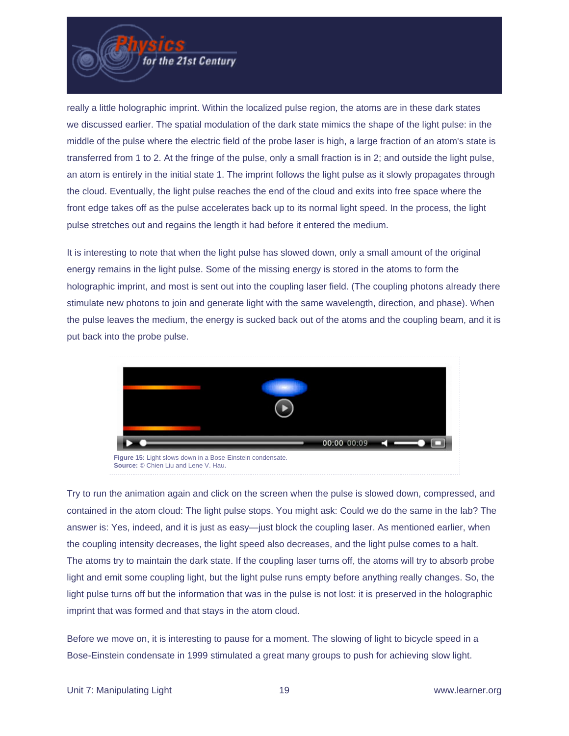really a little holographic imprint. Within the localized pulse region, the atoms are in these dark states we discussed earlier. The spatial modulation of the dark state mimics the shape of the light pulse: in the middle of the pulse where the electric field of the probe laser is high, a large fraction of an atom's state is transferred from 1 to 2. At the fringe of the pulse, only a small fraction is in 2; and outside the light pulse, an atom is entirely in the initial state 1. The imprint follows the light pulse as it slowly propagates through the cloud. Eventually, the light pulse reaches the end of the cloud and exits into free space where the front edge takes off as the pulse accelerates back up to its normal light speed. In the process, the light pulse stretches out and regains the length it had before it entered the medium.

It is interesting to note that when the light pulse has slowed down, only a small amount of the original energy remains in the light pulse. Some of the missing energy is stored in the atoms to form the holographic imprint, and most is sent out into the coupling laser field. (The coupling photons already there stimulate new photons to join and generate light with the same wavelength, direction, and phase). When the pulse leaves the medium, the energy is sucked back out of the atoms and the coupling beam, and it is put back into the probe pulse.

**Figure 15:** Light slows down in a Bose-Einstein condensate.
**Source:** © Chien Liu and Lene V. Hau.

Try to run the animation again and click on the screen when the pulse is slowed down, compressed, and contained in the atom cloud: The light pulse stops. You might ask: Could we do the same in the lab? The answer is: Yes, indeed, and it is just as easy—just block the coupling laser. As mentioned earlier, when the coupling intensity decreases, the light speed also decreases, and the light pulse comes to a halt. The atoms try to maintain the dark state. If the coupling laser turns off, the atoms will try to absorb probe light and emit some coupling light, but the light pulse runs empty before anything really changes. So, the light pulse turns off but the information that was in the pulse is not lost: it is preserved in the holographic imprint that was formed and that stays in the atom cloud.

Before we move on, it is interesting to pause for a moment. The slowing of light to bicycle speed in a Bose-Einstein condensate in 1999 stimulated a great many groups to push for achieving slow light.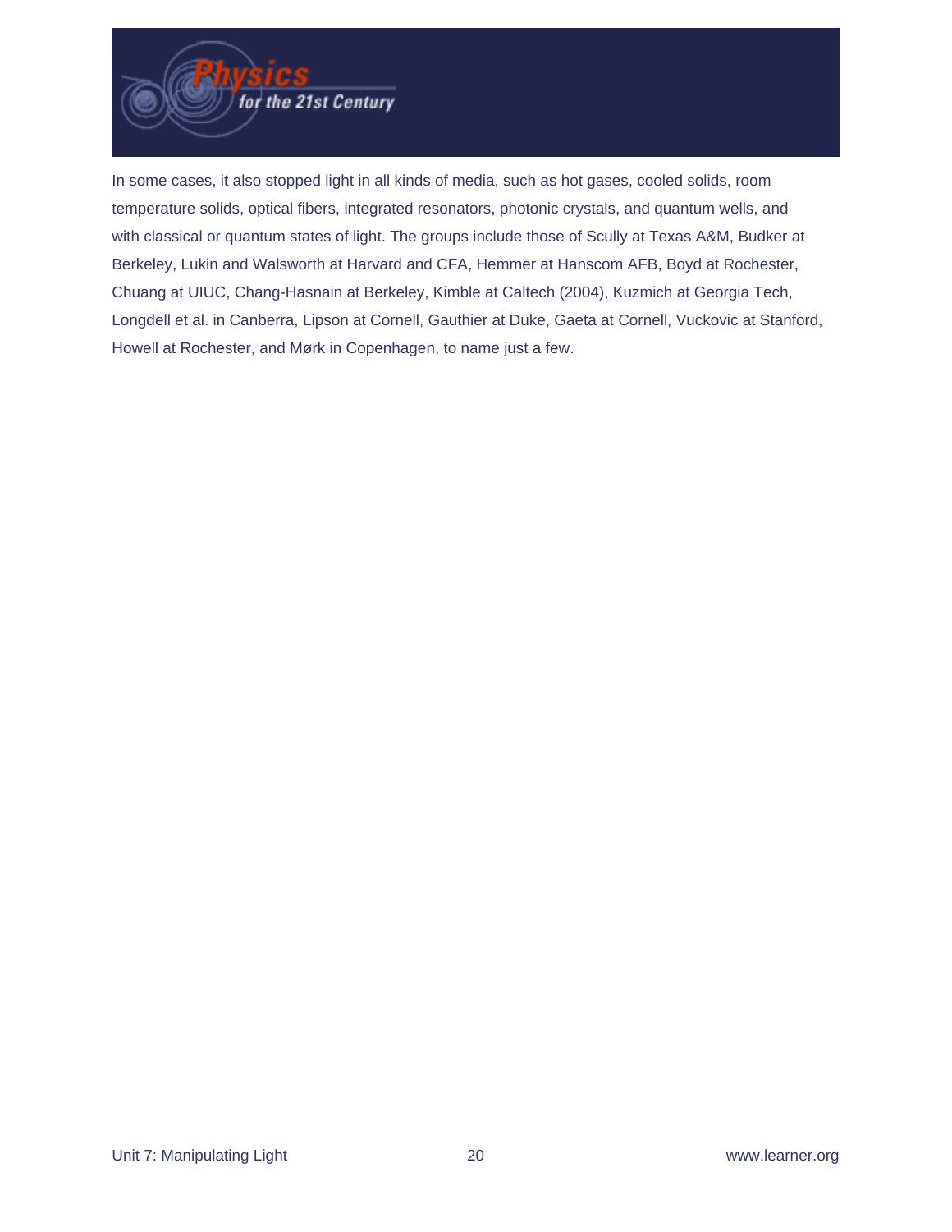In some cases, it also stopped light in all kinds of media, such as hot gases, cooled solids, room temperature solids, optical fibers, integrated resonators, photonic crystals, and quantum wells, and with classical or quantum states of light. The groups include those of Scully at Texas A&M, Budker at Berkeley, Lukin and Walsworth at Harvard and CFA, Hemmer at Hanscom AFB, Boyd at Rochester, Chuang at UIUC, Chang-Hasnain at Berkeley, Kimble at Caltech (2004), Kuzmich at Georgia Tech, Longdell et al. in Canberra, Lipson at Cornell, Gauthier at Duke, Gaeta at Cornell, Vuckovic at Stanford, Howell at Rochester, and Mørk in Copenhagen, to name just a few.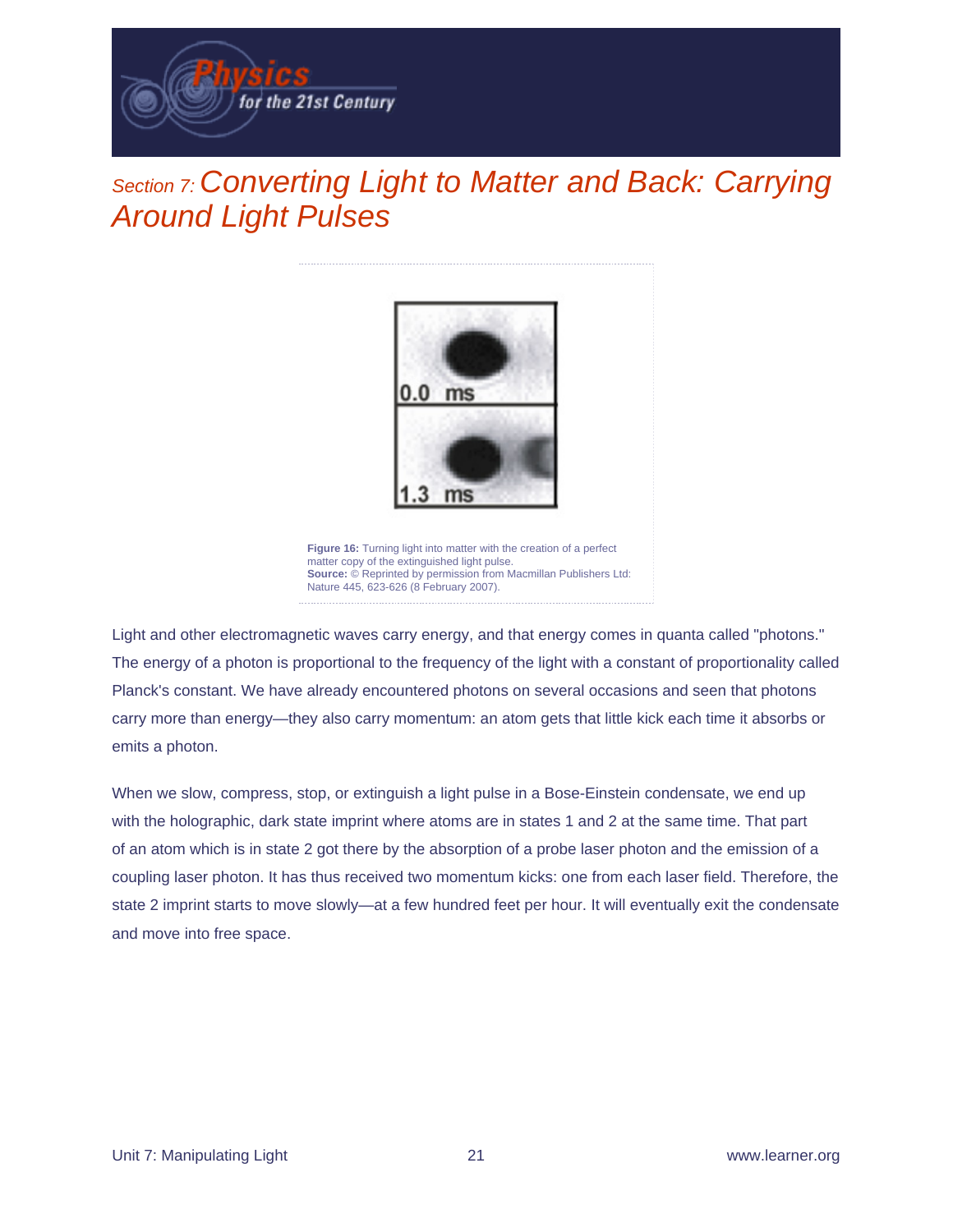## Section 7: Converting Light to Matter and Back: Carrying Around Light Pulses

**Figure 16:** Turning light into matter with the creation of a perfect matter copy of the extinguished light pulse.
**Source:** © Reprinted by permission from Macmillan Publishers Ltd: Nature 445, 623-626 (8 February 2007).

Light and other electromagnetic waves carry energy, and that energy comes in quanta called "photons." The energy of a photon is proportional to the frequency of the light with a constant of proportionality called Planck's constant. We have already encountered photons on several occasions and seen that photons carry more than energy—they also carry momentum: an atom gets that little kick each time it absorbs or emits a photon.

When we slow, compress, stop, or extinguish a light pulse in a Bose-Einstein condensate, we end up with the holographic, dark state imprint where atoms are in states 1 and 2 at the same time. That part of an atom which is in state 2 got there by the absorption of a probe laser photon and the emission of a coupling laser photon. It has thus received two momentum kicks: one from each laser field. Therefore, the state 2 imprint starts to move slowly—at a few hundred feet per hour. It will eventually exit the condensate and move into free space.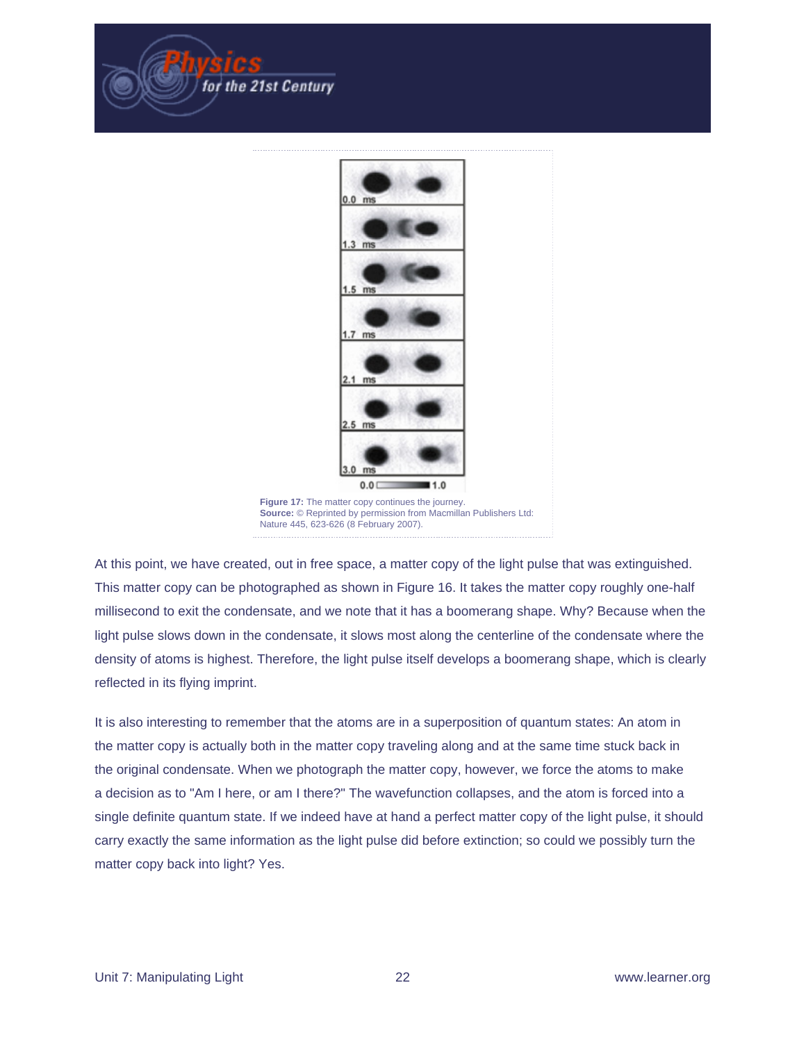**Figure 17:** The matter copy continues the journey.
**Source:** © Reprinted by permission from Macmillan Publishers Ltd: Nature 445, 623-626 (8 February 2007).

At this point, we have created, out in free space, a matter copy of the light pulse that was extinguished. This matter copy can be photographed as shown in Figure 16. It takes the matter copy roughly one-half millisecond to exit the condensate, and we note that it has a boomerang shape. Why? Because when the light pulse slows down in the condensate, it slows most along the centerline of the condensate where the density of atoms is highest. Therefore, the light pulse itself develops a boomerang shape, which is clearly reflected in its flying imprint.

It is also interesting to remember that the atoms are in a superposition of quantum states: An atom in the matter copy is actually both in the matter copy traveling along and at the same time stuck back in the original condensate. When we photograph the matter copy, however, we force the atoms to make a decision as to "Am I here, or am I there?" The wavefunction collapses, and the atom is forced into a single definite quantum state. If we indeed have at hand a perfect matter copy of the light pulse, it should carry exactly the same information as the light pulse did before extinction; so could we possibly turn the matter copy back into light? Yes.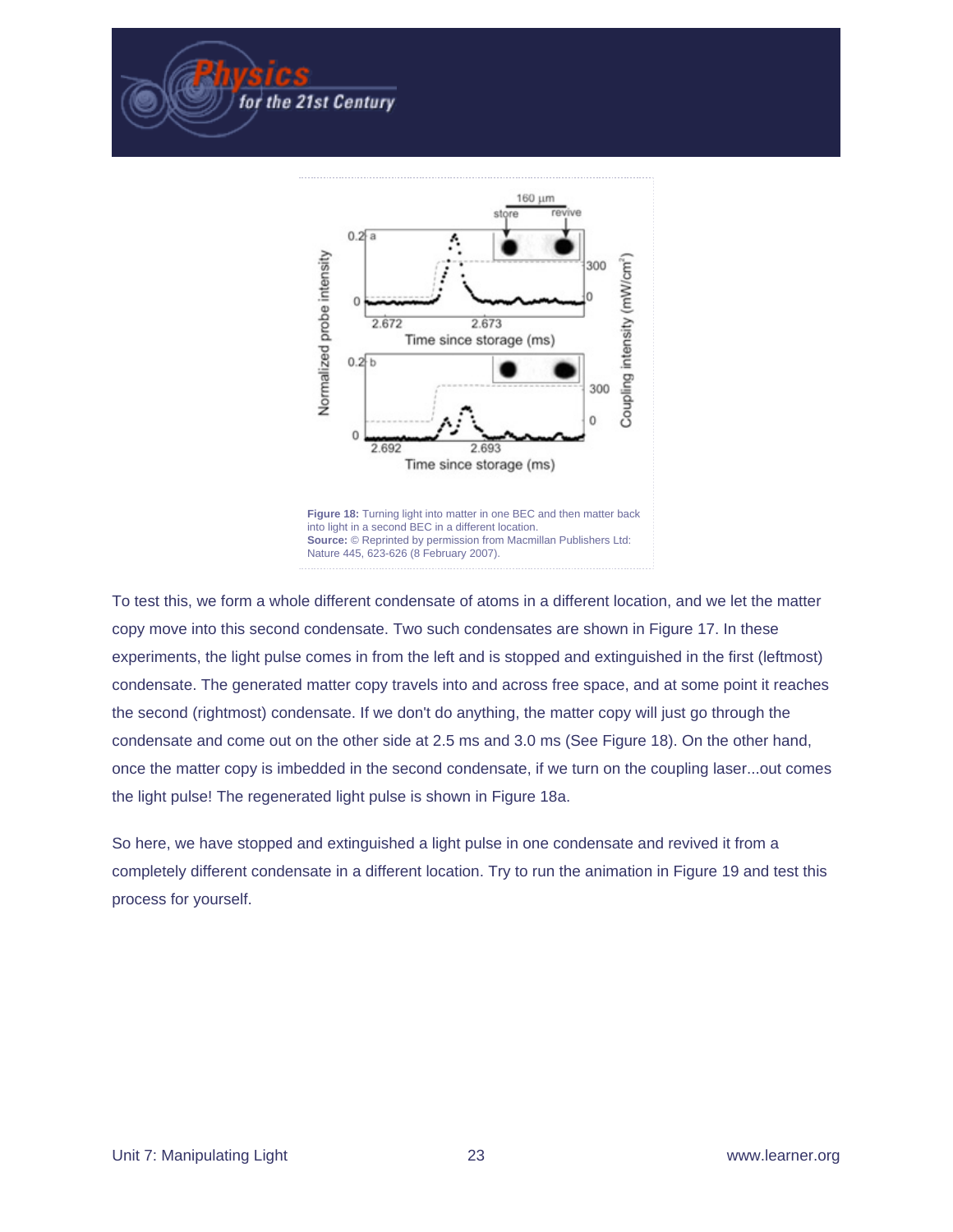**Figure 18:** Turning light into matter in one BEC and then matter back into light in a second BEC in a different location.
**Source:** © Reprinted by permission from Macmillan Publishers Ltd: Nature 445, 623-626 (8 February 2007).

To test this, we form a whole different condensate of atoms in a different location, and we let the matter copy move into this second condensate. Two such condensates are shown in Figure 17. In these experiments, the light pulse comes in from the left and is stopped and extinguished in the first (leftmost) condensate. The generated matter copy travels into and across free space, and at some point it reaches the second (rightmost) condensate. If we don't do anything, the matter copy will just go through the condensate and come out on the other side at 2.5 ms and 3.0 ms (See Figure 18). On the other hand, once the matter copy is imbedded in the second condensate, if we turn on the coupling laser...out comes the light pulse! The regenerated light pulse is shown in Figure 18a.

So here, we have stopped and extinguished a light pulse in one condensate and revived it from a completely different condensate in a different location. Try to run the animation in Figure 19 and test this process for yourself.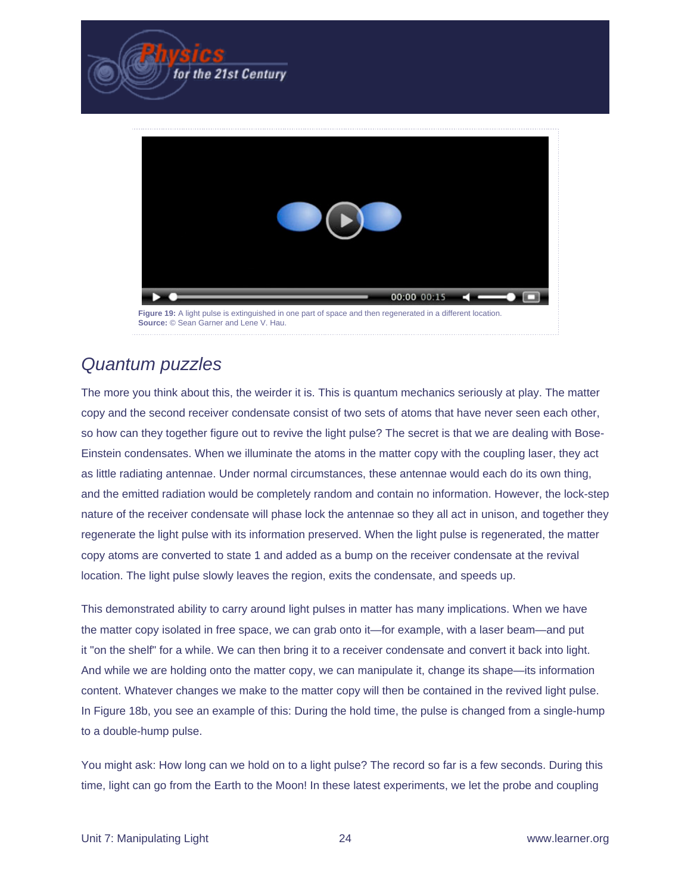**Figure 19:** A light pulse is extinguished in one part of space and then regenerated in a different location.
**Source:** © Sean Garner and Lene V. Hau.

## *Quantum puzzles*

The more you think about this, the weirder it is. This is quantum mechanics seriously at play. The matter copy and the second receiver condensate consist of two sets of atoms that have never seen each other, so how can they together figure out to revive the light pulse? The secret is that we are dealing with Bose-Einstein condensates. When we illuminate the atoms in the matter copy with the coupling laser, they act as little radiating antennae. Under normal circumstances, these antennae would each do its own thing, and the emitted radiation would be completely random and contain no information. However, the lock-step nature of the receiver condensate will phase lock the antennae so they all act in unison, and together they regenerate the light pulse with its information preserved. When the light pulse is regenerated, the matter copy atoms are converted to state 1 and added as a bump on the receiver condensate at the revival location. The light pulse slowly leaves the region, exits the condensate, and speeds up.

This demonstrated ability to carry around light pulses in matter has many implications. When we have the matter copy isolated in free space, we can grab onto it—for example, with a laser beam—and put it "on the shelf" for a while. We can then bring it to a receiver condensate and convert it back into light. And while we are holding onto the matter copy, we can manipulate it, change its shape—its information content. Whatever changes we make to the matter copy will then be contained in the revived light pulse. In Figure 18b, you see an example of this: During the hold time, the pulse is changed from a single-hump to a double-hump pulse.

You might ask: How long can we hold on to a light pulse? The record so far is a few seconds. During this time, light can go from the Earth to the Moon! In these latest experiments, we let the probe and coupling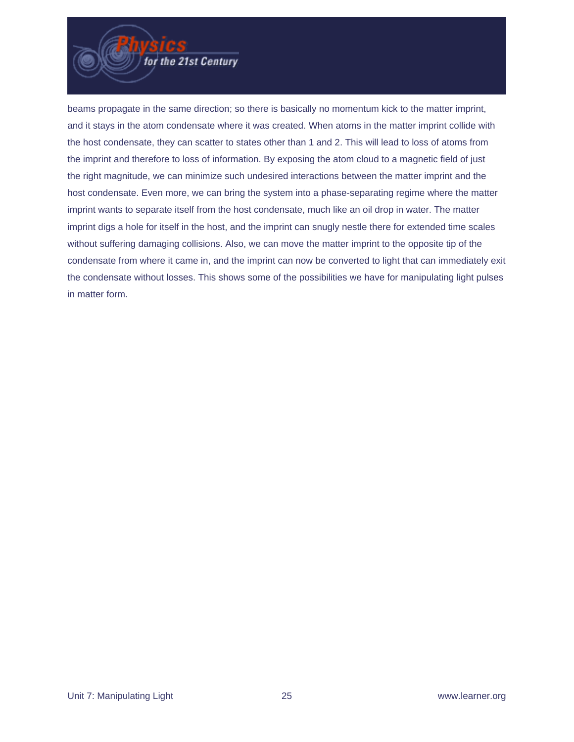beams propagate in the same direction; so there is basically no momentum kick to the matter imprint, and it stays in the atom condensate where it was created. When atoms in the matter imprint collide with the host condensate, they can scatter to states other than 1 and 2. This will lead to loss of atoms from the imprint and therefore to loss of information. By exposing the atom cloud to a magnetic field of just the right magnitude, we can minimize such undesired interactions between the matter imprint and the host condensate. Even more, we can bring the system into a phase-separating regime where the matter imprint wants to separate itself from the host condensate, much like an oil drop in water. The matter imprint digs a hole for itself in the host, and the imprint can snugly nestle there for extended time scales without suffering damaging collisions. Also, we can move the matter imprint to the opposite tip of the condensate from where it came in, and the imprint can now be converted to light that can immediately exit the condensate without losses. This shows some of the possibilities we have for manipulating light pulses in matter form.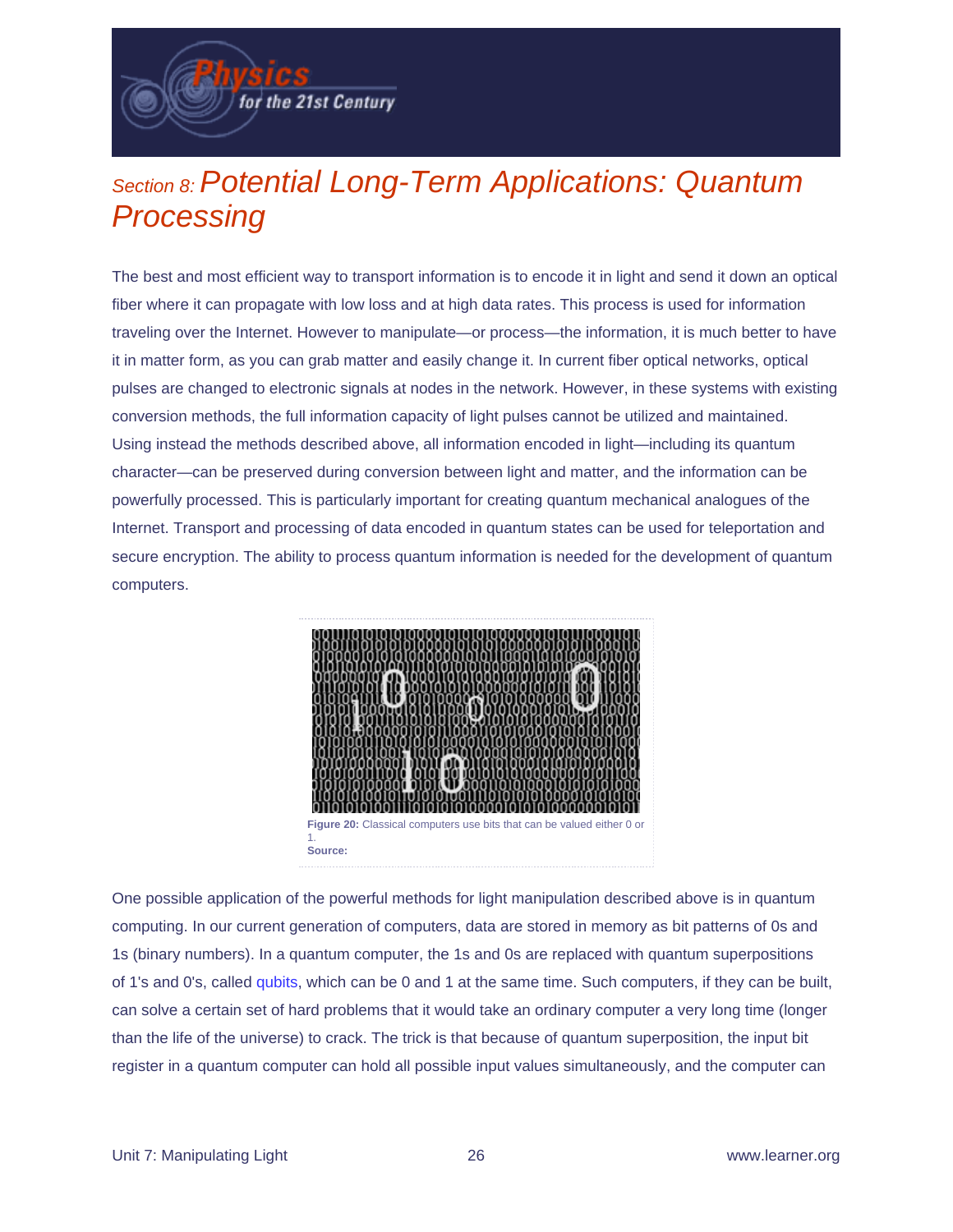## Section 8: Potential Long-Term Applications: Quantum Processing

The best and most efficient way to transport information is to encode it in light and send it down an optical fiber where it can propagate with low loss and at high data rates. This process is used for information traveling over the Internet. However to manipulate—or process—the information, it is much better to have it in matter form, as you can grab matter and easily change it. In current fiber optical networks, optical pulses are changed to electronic signals at nodes in the network. However, in these systems with existing conversion methods, the full information capacity of light pulses cannot be utilized and maintained. Using instead the methods described above, all information encoded in light—including its quantum character—can be preserved during conversion between light and matter, and the information can be powerfully processed. This is particularly important for creating quantum mechanical analogues of the Internet. Transport and processing of data encoded in quantum states can be used for teleportation and secure encryption. The ability to process quantum information is needed for the development of quantum computers.

**Figure 20:** Classical computers use bits that can be valued either 0 or 1.
**Source:**

One possible application of the powerful methods for light manipulation described above is in quantum computing. In our current generation of computers, data are stored in memory as bit patterns of 0s and 1s (binary numbers). In a quantum computer, the 1s and 0s are replaced with quantum superpositions of 1's and 0's, called qubits, which can be 0 and 1 at the same time. Such computers, if they can be built, can solve a certain set of hard problems that it would take an ordinary computer a very long time (longer than the life of the universe) to crack. The trick is that because of quantum superposition, the input bit register in a quantum computer can hold all possible input values simultaneously, and the computer can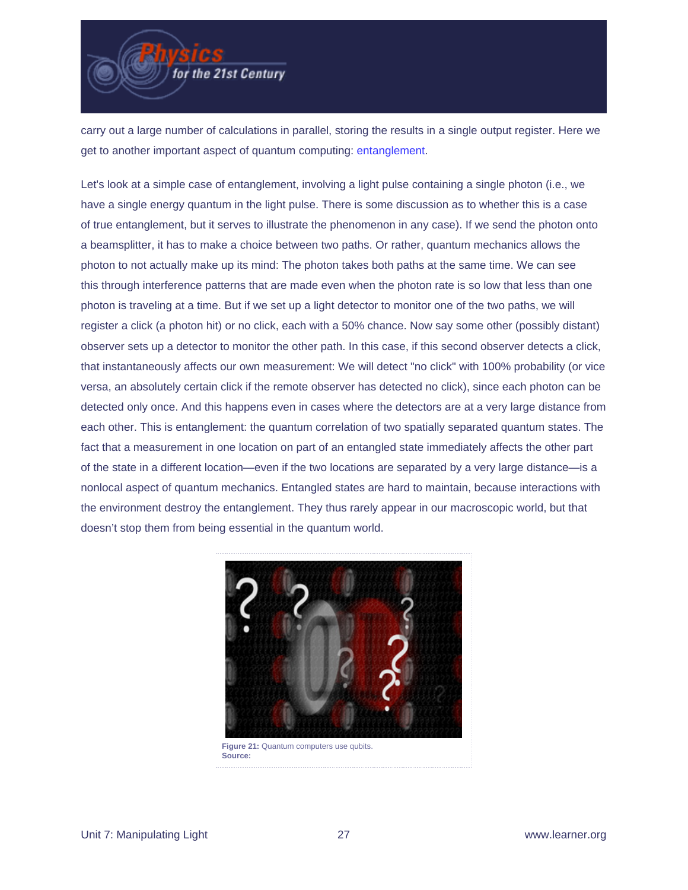carry out a large number of calculations in parallel, storing the results in a single output register. Here we get to another important aspect of quantum computing: entanglement.

Let's look at a simple case of entanglement, involving a light pulse containing a single photon (i.e., we have a single energy quantum in the light pulse. There is some discussion as to whether this is a case of true entanglement, but it serves to illustrate the phenomenon in any case). If we send the photon onto a beamsplitter, it has to make a choice between two paths. Or rather, quantum mechanics allows the photon to not actually make up its mind: The photon takes both paths at the same time. We can see this through interference patterns that are made even when the photon rate is so low that less than one photon is traveling at a time. But if we set up a light detector to monitor one of the two paths, we will register a click (a photon hit) or no click, each with a 50% chance. Now say some other (possibly distant) observer sets up a detector to monitor the other path. In this case, if this second observer detects a click, that instantaneously affects our own measurement: We will detect "no click" with 100% probability (or vice versa, an absolutely certain click if the remote observer has detected no click), since each photon can be detected only once. And this happens even in cases where the detectors are at a very large distance from each other. This is entanglement: the quantum correlation of two spatially separated quantum states. The fact that a measurement in one location on part of an entangled state immediately affects the other part of the state in a different location—even if the two locations are separated by a very large distance—is a nonlocal aspect of quantum mechanics. Entangled states are hard to maintain, because interactions with the environment destroy the entanglement. They thus rarely appear in our macroscopic world, but that doesn't stop them from being essential in the quantum world.

**Figure 21:** Quantum computers use qubits.
**Source:**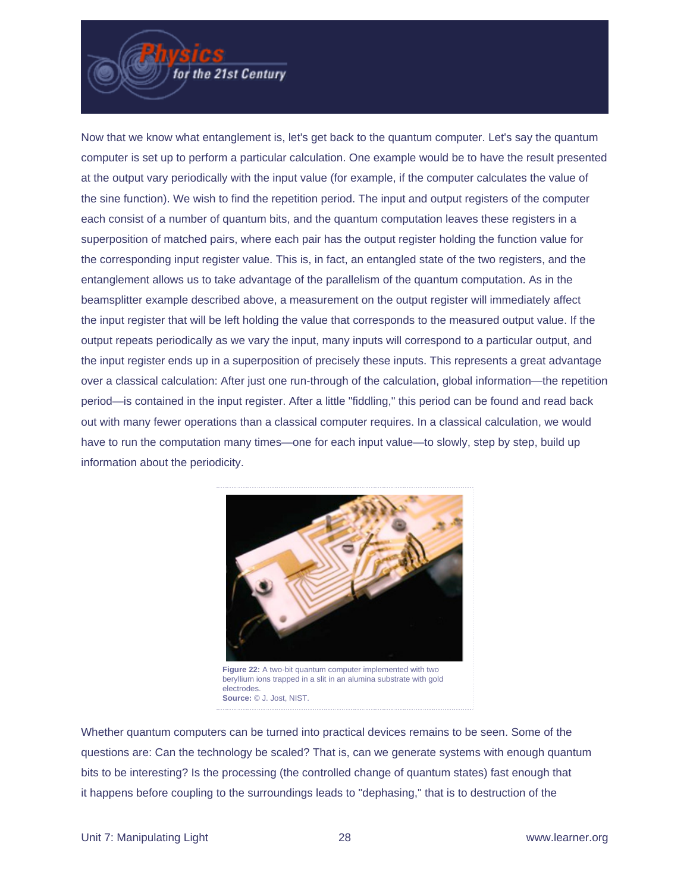Now that we know what entanglement is, let's get back to the quantum computer. Let's say the quantum computer is set up to perform a particular calculation. One example would be to have the result presented at the output vary periodically with the input value (for example, if the computer calculates the value of the sine function). We wish to find the repetition period. The input and output registers of the computer each consist of a number of quantum bits, and the quantum computation leaves these registers in a superposition of matched pairs, where each pair has the output register holding the function value for the corresponding input register value. This is, in fact, an entangled state of the two registers, and the entanglement allows us to take advantage of the parallelism of the quantum computation. As in the beamsplitter example described above, a measurement on the output register will immediately affect the input register that will be left holding the value that corresponds to the measured output value. If the output repeats periodically as we vary the input, many inputs will correspond to a particular output, and the input register ends up in a superposition of precisely these inputs. This represents a great advantage over a classical calculation: After just one run-through of the calculation, global information—the repetition period—is contained in the input register. After a little "fiddling," this period can be found and read back out with many fewer operations than a classical computer requires. In a classical calculation, we would have to run the computation many times—one for each input value—to slowly, step by step, build up information about the periodicity.

**Figure 22:** A two-bit quantum computer implemented with two beryllium ions trapped in a slit in an alumina substrate with gold electrodes.
**Source:** © J. Jost, NIST.

Whether quantum computers can be turned into practical devices remains to be seen. Some of the questions are: Can the technology be scaled? That is, can we generate systems with enough quantum bits to be interesting? Is the processing (the controlled change of quantum states) fast enough that it happens before coupling to the surroundings leads to "dephasing," that is to destruction of the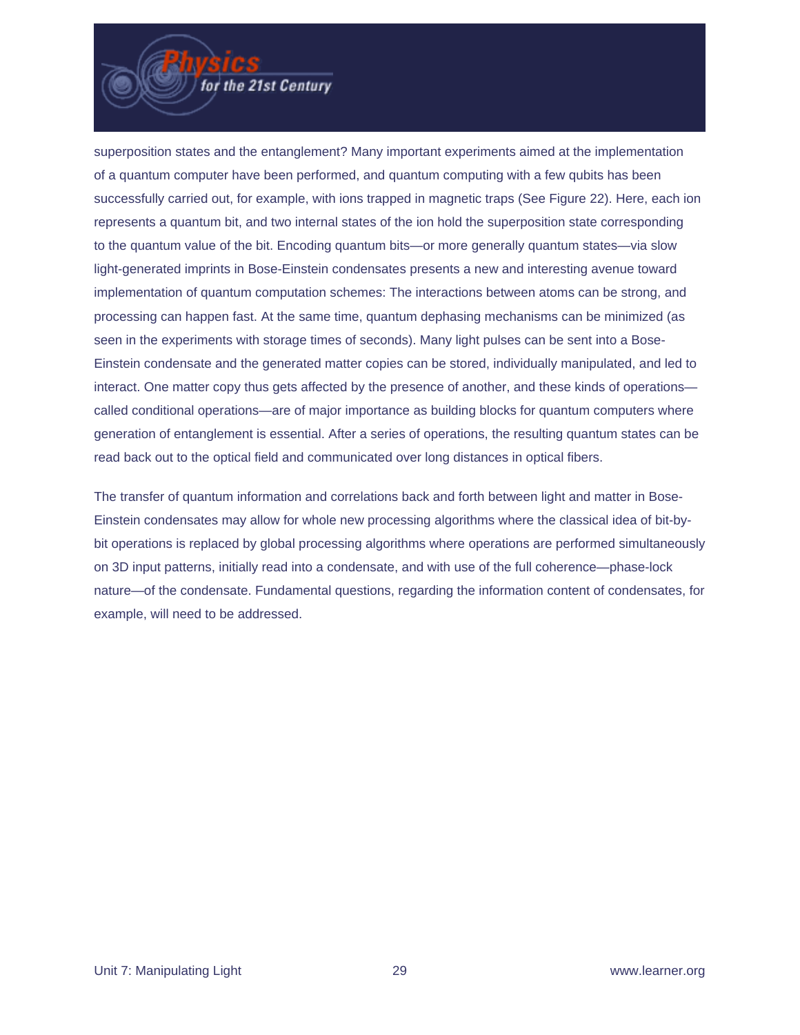superposition states and the entanglement? Many important experiments aimed at the implementation of a quantum computer have been performed, and quantum computing with a few qubits has been successfully carried out, for example, with ions trapped in magnetic traps (See Figure 22). Here, each ion represents a quantum bit, and two internal states of the ion hold the superposition state corresponding to the quantum value of the bit. Encoding quantum bits—or more generally quantum states—via slow light-generated imprints in Bose-Einstein condensates presents a new and interesting avenue toward implementation of quantum computation schemes: The interactions between atoms can be strong, and processing can happen fast. At the same time, quantum dephasing mechanisms can be minimized (as seen in the experiments with storage times of seconds). Many light pulses can be sent into a Bose-Einstein condensate and the generated matter copies can be stored, individually manipulated, and led to interact. One matter copy thus gets affected by the presence of another, and these kinds of operations—called conditional operations—are of major importance as building blocks for quantum computers where generation of entanglement is essential. After a series of operations, the resulting quantum states can be read back out to the optical field and communicated over long distances in optical fibers.

The transfer of quantum information and correlations back and forth between light and matter in Bose-Einstein condensates may allow for whole new processing algorithms where the classical idea of bit-by-bit operations is replaced by global processing algorithms where operations are performed simultaneously on 3D input patterns, initially read into a condensate, and with use of the full coherence—phase-lock nature—of the condensate. Fundamental questions, regarding the information content of condensates, for example, will need to be addressed.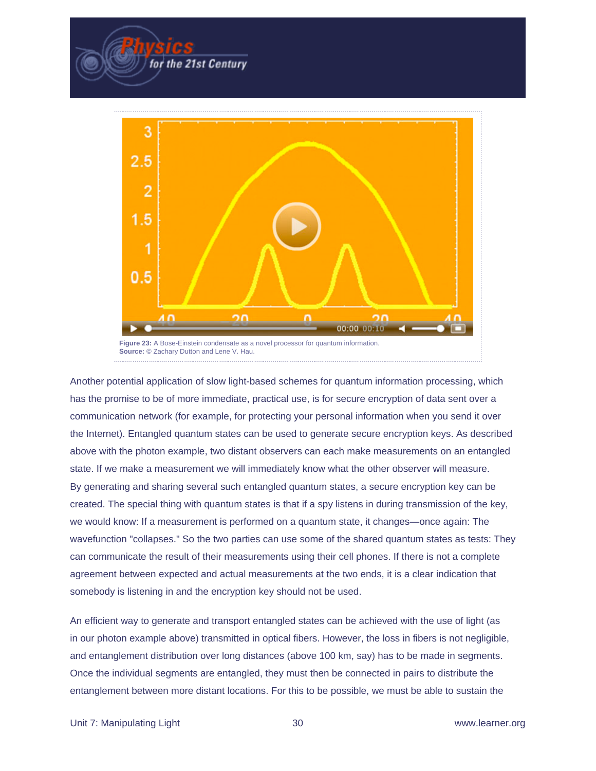**Figure 23:** A Bose-Einstein condensate as a novel processor for quantum information.
**Source:** © Zachary Dutton and Lene V. Hau.

Another potential application of slow light-based schemes for quantum information processing, which has the promise to be of more immediate, practical use, is for secure encryption of data sent over a communication network (for example, for protecting your personal information when you send it over the Internet). Entangled quantum states can be used to generate secure encryption keys. As described above with the photon example, two distant observers can each make measurements on an entangled state. If we make a measurement we will immediately know what the other observer will measure. By generating and sharing several such entangled quantum states, a secure encryption key can be created. The special thing with quantum states is that if a spy listens in during transmission of the key, we would know: If a measurement is performed on a quantum state, it changes—once again: The wavefunction "collapses." So the two parties can use some of the shared quantum states as tests: They can communicate the result of their measurements using their cell phones. If there is not a complete agreement between expected and actual measurements at the two ends, it is a clear indication that somebody is listening in and the encryption key should not be used.

An efficient way to generate and transport entangled states can be achieved with the use of light (as in our photon example above) transmitted in optical fibers. However, the loss in fibers is not negligible, and entanglement distribution over long distances (above 100 km, say) has to be made in segments. Once the individual segments are entangled, they must then be connected in pairs to distribute the entanglement between more distant locations. For this to be possible, we must be able to sustain the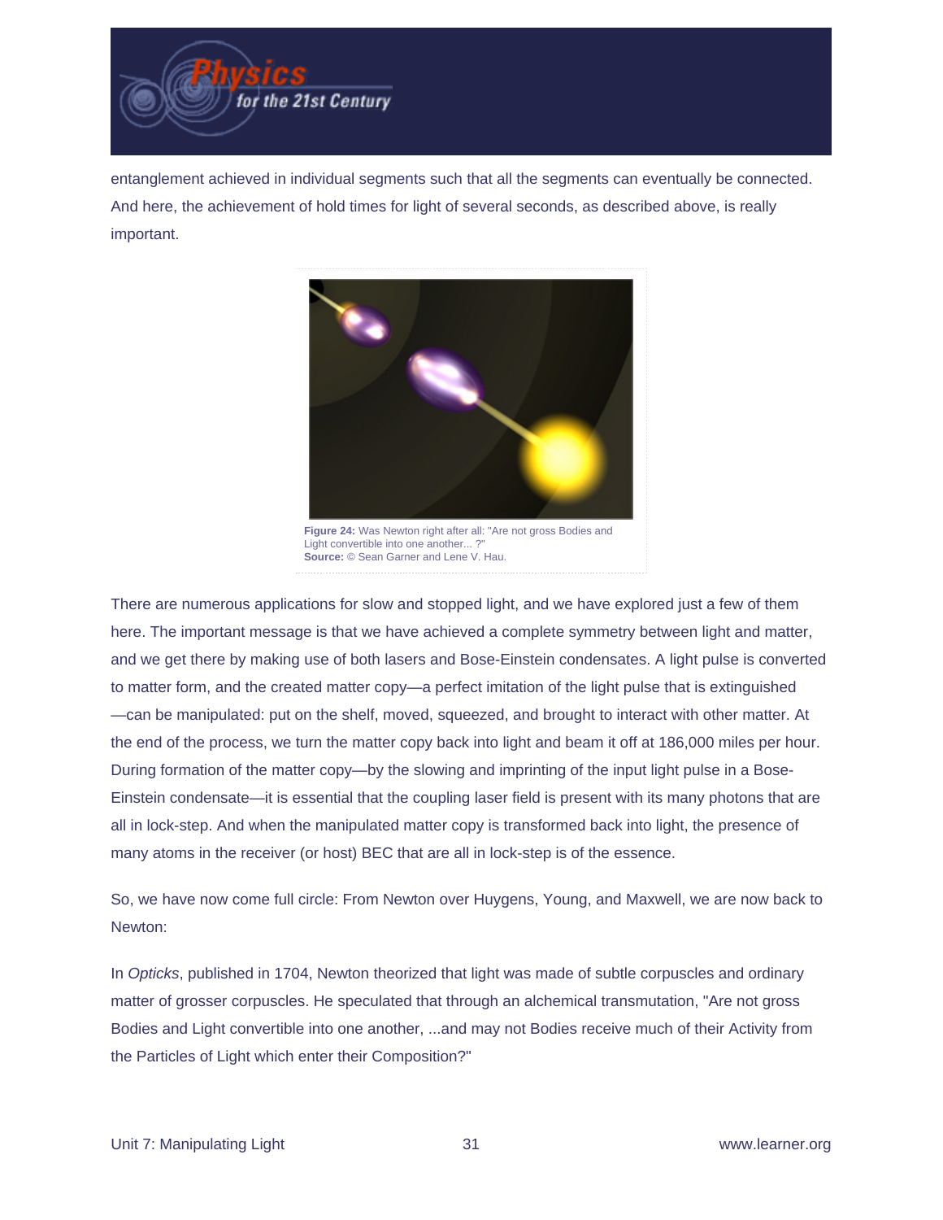entanglement achieved in individual segments such that all the segments can eventually be connected. And here, the achievement of hold times for light of several seconds, as described above, is really important.

**Figure 24:** Was Newton right after all: "Are not gross Bodies and Light convertible into one another... ?"
**Source:** © Sean Garner and Lene V. Hau.

There are numerous applications for slow and stopped light, and we have explored just a few of them here. The important message is that we have achieved a complete symmetry between light and matter, and we get there by making use of both lasers and Bose-Einstein condensates. A light pulse is converted to matter form, and the created matter copy—a perfect imitation of the light pulse that is extinguished—can be manipulated: put on the shelf, moved, squeezed, and brought to interact with other matter. At the end of the process, we turn the matter copy back into light and beam it off at 186,000 miles per hour. During formation of the matter copy—by the slowing and imprinting of the input light pulse in a Bose-Einstein condensate—it is essential that the coupling laser field is present with its many photons that are all in lock-step. And when the manipulated matter copy is transformed back into light, the presence of many atoms in the receiver (or host) BEC that are all in lock-step is of the essence.

So, we have now come full circle: From Newton over Huygens, Young, and Maxwell, we are now back to Newton:

In *Opticks*, published in 1704, Newton theorized that light was made of subtle corpuscles and ordinary matter of grosser corpuscles. He speculated that through an alchemical transmutation, "Are not gross Bodies and Light convertible into one another, ...and may not Bodies receive much of their Activity from the Particles of Light which enter their Composition?"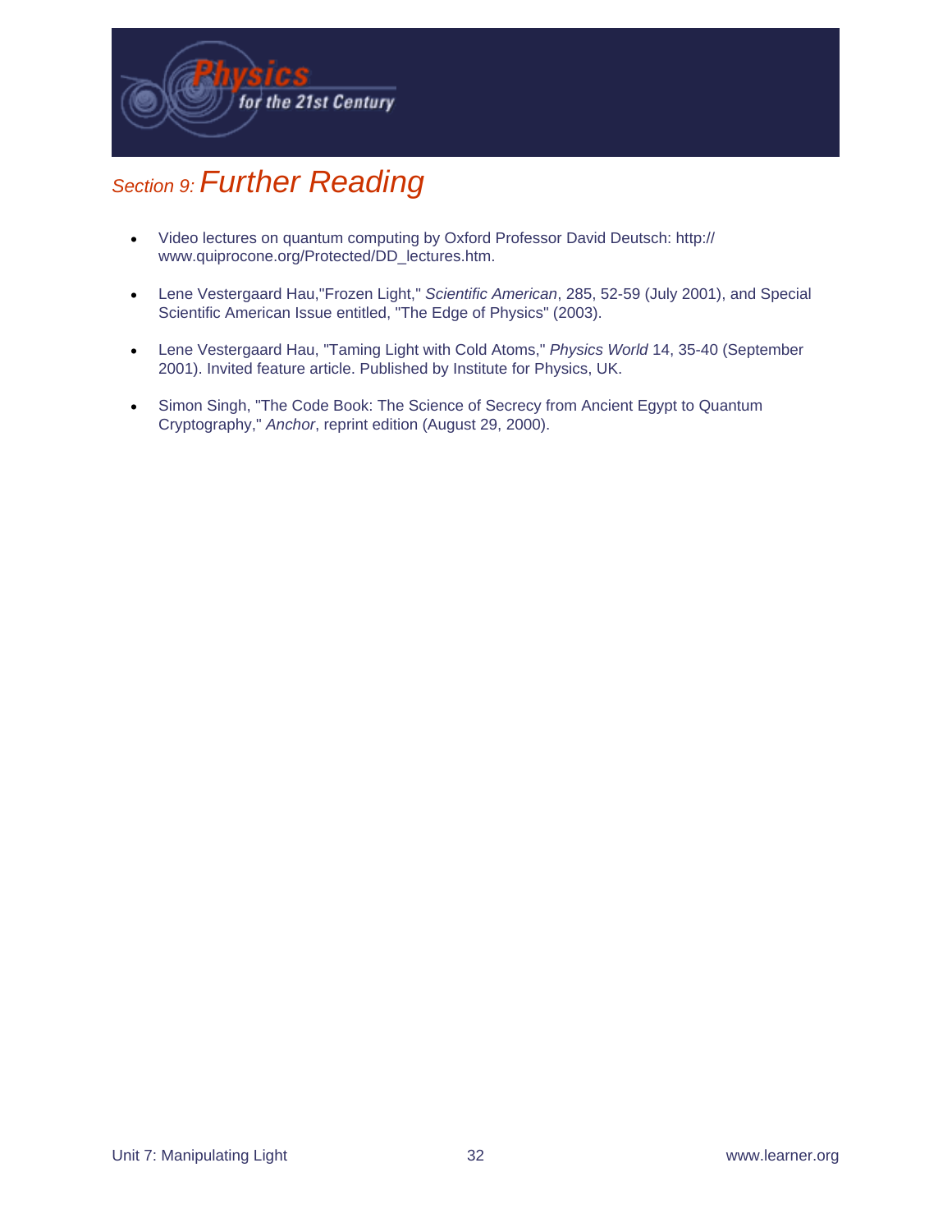## Section 9: Further Reading

- Video lectures on quantum computing by Oxford Professor David Deutsch: http://www.quiprocone.org/Protected/DD_lectures.htm.
- Lene Vestergaard Hau,"Frozen Light," *Scientific American*, 285, 52-59 (July 2001), and Special Scientific American Issue entitled, "The Edge of Physics" (2003).
- Lene Vestergaard Hau, "Taming Light with Cold Atoms," *Physics World* 14, 35-40 (September 2001). Invited feature article. Published by Institute for Physics, UK.
- Simon Singh, "The Code Book: The Science of Secrecy from Ancient Egypt to Quantum Cryptography," *Anchor*, reprint edition (August 29, 2000).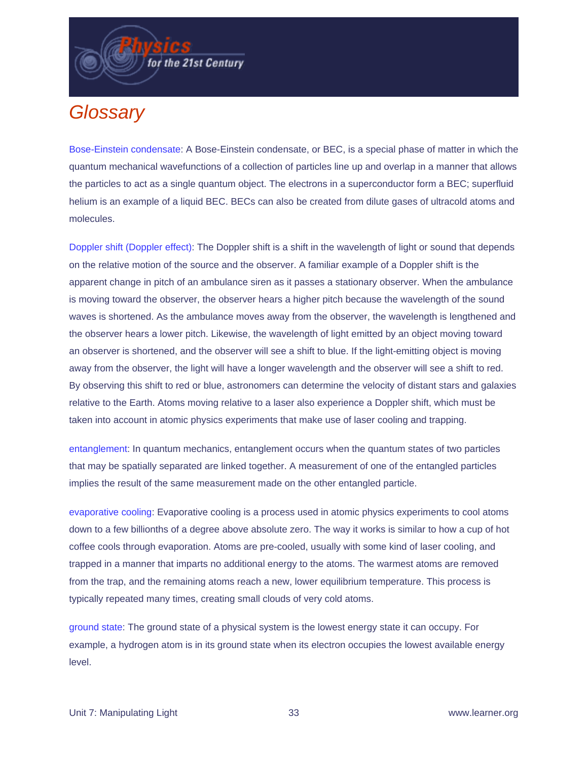# Glossary

Bose-Einstein condensate: A Bose-Einstein condensate, or BEC, is a special phase of matter in which the quantum mechanical wavefunctions of a collection of particles line up and overlap in a manner that allows the particles to act as a single quantum object. The electrons in a superconductor form a BEC; superfluid helium is an example of a liquid BEC. BECs can also be created from dilute gases of ultracold atoms and molecules.

Doppler shift (Doppler effect): The Doppler shift is a shift in the wavelength of light or sound that depends on the relative motion of the source and the observer. A familiar example of a Doppler shift is the apparent change in pitch of an ambulance siren as it passes a stationary observer. When the ambulance is moving toward the observer, the observer hears a higher pitch because the wavelength of the sound waves is shortened. As the ambulance moves away from the observer, the wavelength is lengthened and the observer hears a lower pitch. Likewise, the wavelength of light emitted by an object moving toward an observer is shortened, and the observer will see a shift to blue. If the light-emitting object is moving away from the observer, the light will have a longer wavelength and the observer will see a shift to red. By observing this shift to red or blue, astronomers can determine the velocity of distant stars and galaxies relative to the Earth. Atoms moving relative to a laser also experience a Doppler shift, which must be taken into account in atomic physics experiments that make use of laser cooling and trapping.

entanglement: In quantum mechanics, entanglement occurs when the quantum states of two particles that may be spatially separated are linked together. A measurement of one of the entangled particles implies the result of the same measurement made on the other entangled particle.

evaporative cooling: Evaporative cooling is a process used in atomic physics experiments to cool atoms down to a few billionths of a degree above absolute zero. The way it works is similar to how a cup of hot coffee cools through evaporation. Atoms are pre-cooled, usually with some kind of laser cooling, and trapped in a manner that imparts no additional energy to the atoms. The warmest atoms are removed from the trap, and the remaining atoms reach a new, lower equilibrium temperature. This process is typically repeated many times, creating small clouds of very cold atoms.

ground state: The ground state of a physical system is the lowest energy state it can occupy. For example, a hydrogen atom is in its ground state when its electron occupies the lowest available energy level.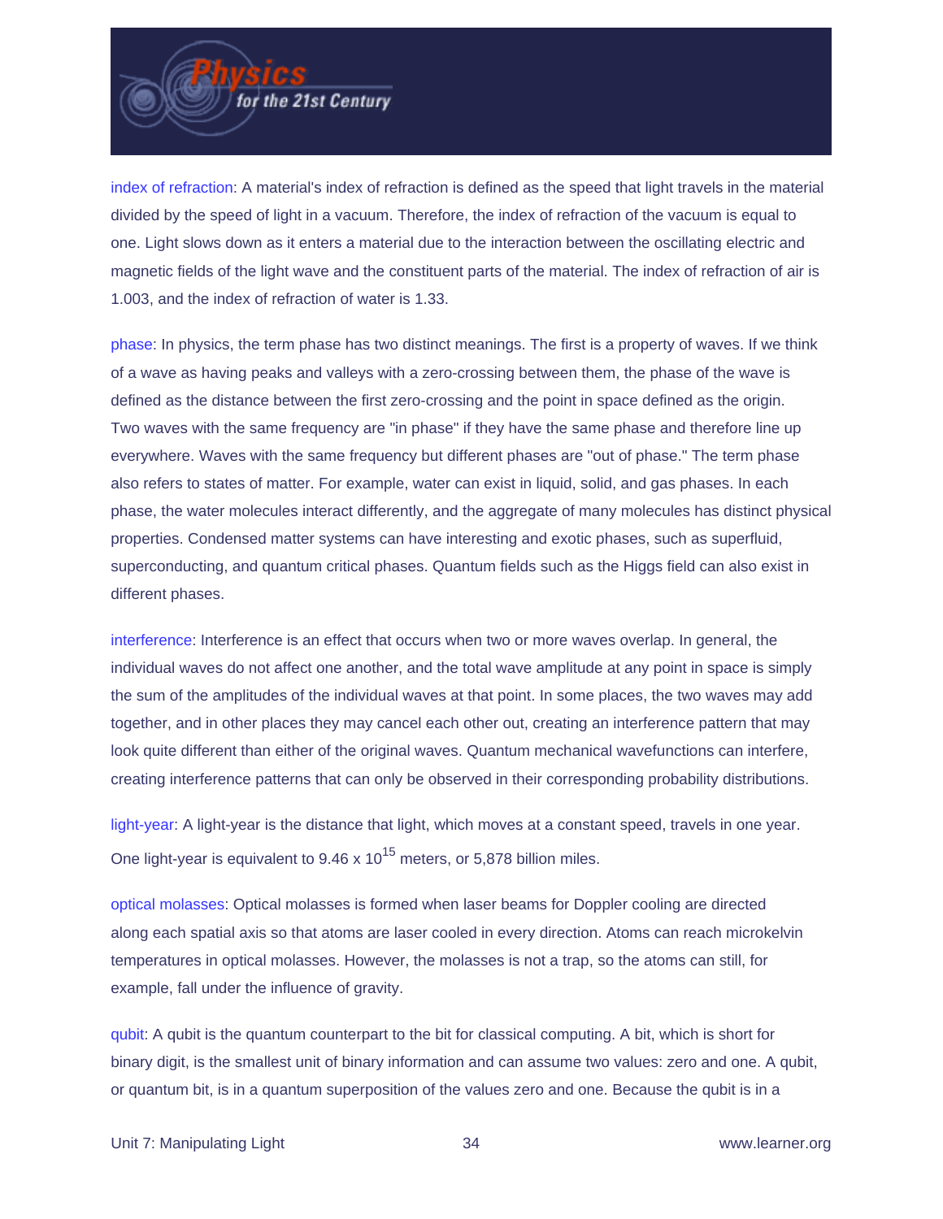index of refraction: A material's index of refraction is defined as the speed that light travels in the material divided by the speed of light in a vacuum. Therefore, the index of refraction of the vacuum is equal to one. Light slows down as it enters a material due to the interaction between the oscillating electric and magnetic fields of the light wave and the constituent parts of the material. The index of refraction of air is 1.003, and the index of refraction of water is 1.33.

phase: In physics, the term phase has two distinct meanings. The first is a property of waves. If we think of a wave as having peaks and valleys with a zero-crossing between them, the phase of the wave is defined as the distance between the first zero-crossing and the point in space defined as the origin. Two waves with the same frequency are "in phase" if they have the same phase and therefore line up everywhere. Waves with the same frequency but different phases are "out of phase." The term phase also refers to states of matter. For example, water can exist in liquid, solid, and gas phases. In each phase, the water molecules interact differently, and the aggregate of many molecules has distinct physical properties. Condensed matter systems can have interesting and exotic phases, such as superfluid, superconducting, and quantum critical phases. Quantum fields such as the Higgs field can also exist in different phases.

interference: Interference is an effect that occurs when two or more waves overlap. In general, the individual waves do not affect one another, and the total wave amplitude at any point in space is simply the sum of the amplitudes of the individual waves at that point. In some places, the two waves may add together, and in other places they may cancel each other out, creating an interference pattern that may look quite different than either of the original waves. Quantum mechanical wavefunctions can interfere, creating interference patterns that can only be observed in their corresponding probability distributions.

light-year: A light-year is the distance that light, which moves at a constant speed, travels in one year. One light-year is equivalent to $9.46 \times 10^{15}$ meters, or 5,878 billion miles.

optical molasses: Optical molasses is formed when laser beams for Doppler cooling are directed along each spatial axis so that atoms are laser cooled in every direction. Atoms can reach microkelvin temperatures in optical molasses. However, the molasses is not a trap, so the atoms can still, for example, fall under the influence of gravity.

qubit: A qubit is the quantum counterpart to the bit for classical computing. A bit, which is short for binary digit, is the smallest unit of binary information and can assume two values: zero and one. A qubit, or quantum bit, is in a quantum superposition of the values zero and one. Because the qubit is in a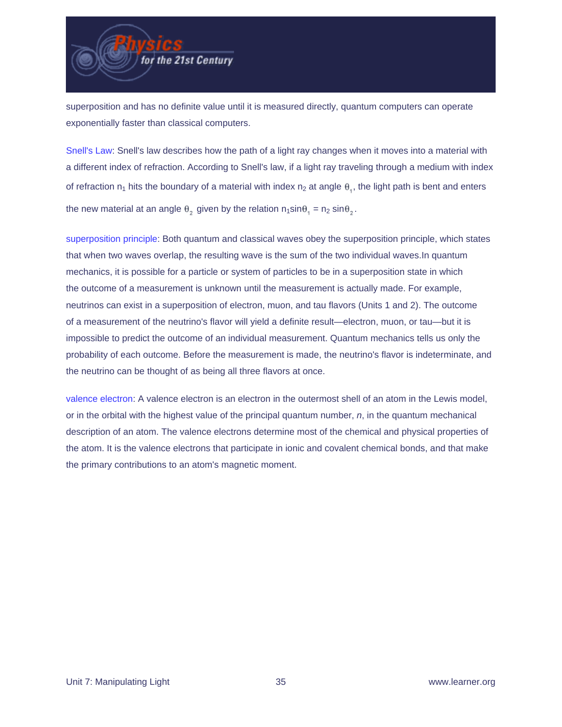superposition and has no definite value until it is measured directly, quantum computers can operate exponentially faster than classical computers.

Snell's Law: Snell's law describes how the path of a light ray changes when it moves into a material with a different index of refraction. According to Snell's law, if a light ray traveling through a medium with index of refraction $n_1$ hits the boundary of a material with index $n_2$ at angle $\theta_1$, the light path is bent and enters the new material at an angle $\theta_2$ given by the relation $n_1 \sin\theta_1 = n_2 \sin\theta_2$.

superposition principle: Both quantum and classical waves obey the superposition principle, which states that when two waves overlap, the resulting wave is the sum of the two individual waves.In quantum mechanics, it is possible for a particle or system of particles to be in a superposition state in which the outcome of a measurement is unknown until the measurement is actually made. For example, neutrinos can exist in a superposition of electron, muon, and tau flavors (Units 1 and 2). The outcome of a measurement of the neutrino's flavor will yield a definite result—electron, muon, or tau—but it is impossible to predict the outcome of an individual measurement. Quantum mechanics tells us only the probability of each outcome. Before the measurement is made, the neutrino's flavor is indeterminate, and the neutrino can be thought of as being all three flavors at once.

valence electron: A valence electron is an electron in the outermost shell of an atom in the Lewis model, or in the orbital with the highest value of the principal quantum number, *n*, in the quantum mechanical description of an atom. The valence electrons determine most of the chemical and physical properties of the atom. It is the valence electrons that participate in ionic and covalent chemical bonds, and that make the primary contributions to an atom's magnetic moment.